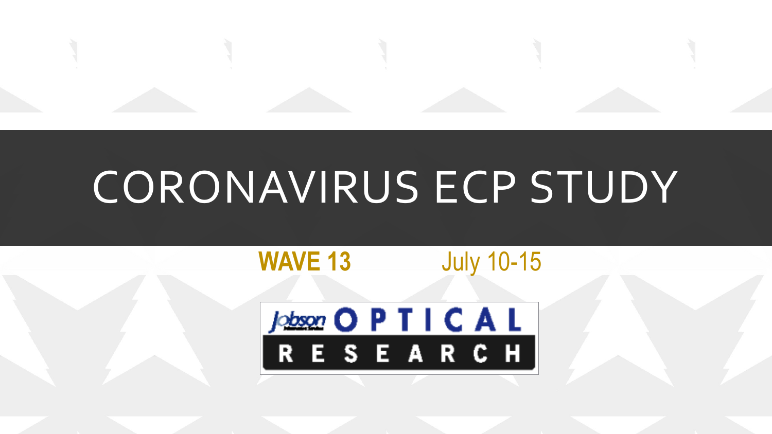# CORONAVIRUS ECP STUDY

**WAVE 13** July 10-15

Jobson OPTICAL RESEARCH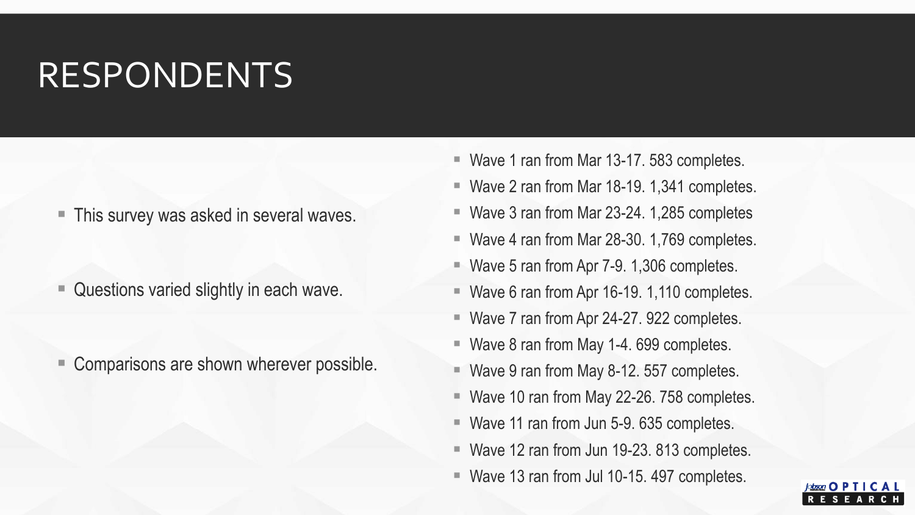# RESPONDENTS

- This survey was asked in several waves.
- Questions varied slightly in each wave.
- Comparisons are shown wherever possible.

- Wave 1 ran from Mar 13-17. 583 completes.
- Wave 2 ran from Mar 18-19. 1,341 completes.
- Wave 3 ran from Mar 23-24. 1,285 completes
- Wave 4 ran from Mar 28-30. 1,769 completes.
- Wave 5 ran from Apr 7-9. 1,306 completes.
- Wave 6 ran from Apr 16-19. 1,110 completes.
- Wave 7 ran from Apr 24-27. 922 completes.
- Wave 8 ran from May 1-4. 699 completes.
- Wave 9 ran from May 8-12. 557 completes.
- Wave 10 ran from May 22-26. 758 completes.
- Wave 11 ran from Jun 5-9. 635 completes.
- Wave 12 ran from Jun 19-23. 813 completes.
- Wave 13 ran from Jul 10-15. 497 completes.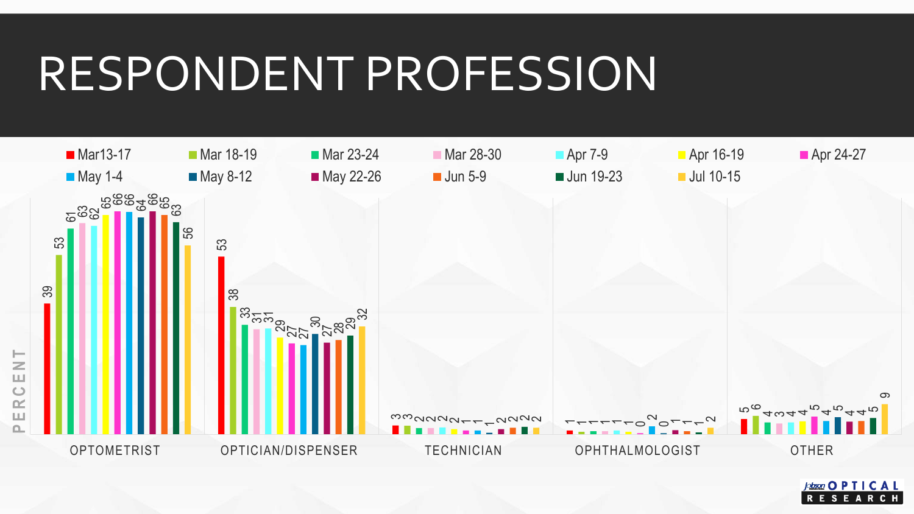# RESPONDENT PROFESSION

| Profession | Mar13-17 | Mar 18-19 | Mar 23-24 | Mar 28-30 | Apr 7-9 | Apr 16-19 | Apr 24-27 | May 1-4 | May 8-12 | May 22-26 | Jun 5-9 | Jun 19-23 | Jul 10-15 |
|---|---|---|---|---|---|---|---|---|---|---|---|---|---|
| OPTOMETRIST | 39 | 53 | 61 | 63 | 62 | 65 | 66 | 66 | 64 | 66 | 65 | 63 | 56 |
| OPTICIAN/DISPENSER | 53 | 38 | 33 | 31 | 31 | 29 | 27 | 27 | 30 | 27 | 28 | 29 | 32 |
| TECHNICIAN | 3 | 3 | 2 | 2 | 2 | 2 | 1 | 1 | 1 | 2 | 2 | 2 | 2 |
| OPHTHALMOLOGIST | 1 | 1 | 1 | 1 | 1 | 1 | 0 | 2 | 0 | 1 | 1 | 1 | 2 |
| OTHER | 5 | 6 | 4 | 3 | 4 | 4 | 5 | 4 | 5 | 4 | 4 | 5 | 9 |

PERCENT

Jobson OPTICAL RESEARCH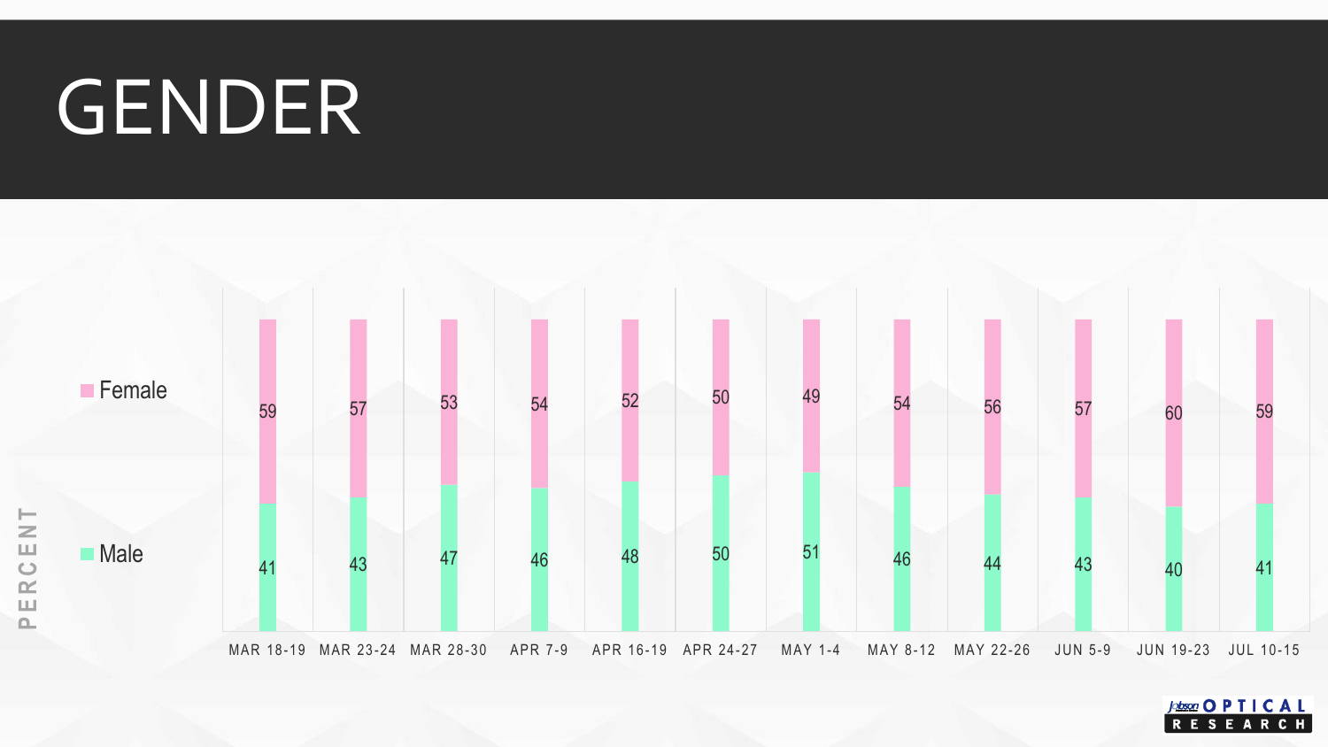# GENDER

PERCENT

| | MAR 18-19 | MAR 23-24 | MAR 28-30 | APR 7-9 | APR 16-19 | APR 24-27 | MAY 1-4 | MAY 8-12 | MAY 22-26 | JUN 5-9 | JUN 19-23 | JUL 10-15 |
|---|---|---|---|---|---|---|---|---|---|---|---|---|
| Female | 59 | 57 | 53 | 54 | 52 | 50 | 49 | 54 | 56 | 57 | 60 | 59 |
| Male | 41 | 43 | 47 | 46 | 48 | 50 | 51 | 46 | 44 | 43 | 40 | 41 |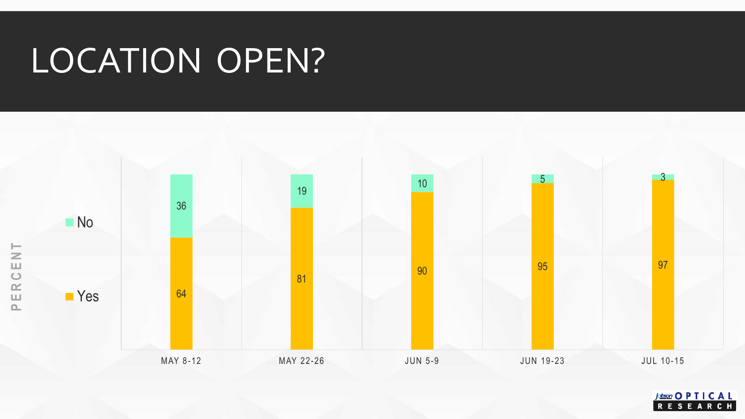# LOCATION OPEN?

| PERCENT | MAY 8-12 | MAY 22-26 | JUN 5-9 | JUN 19-23 | JUL 10-15 |
|---|---|---|---|---|---|
| No | 36 | 19 | 10 | 5 | 3 |
| Yes | 64 | 81 | 90 | 95 | 97 |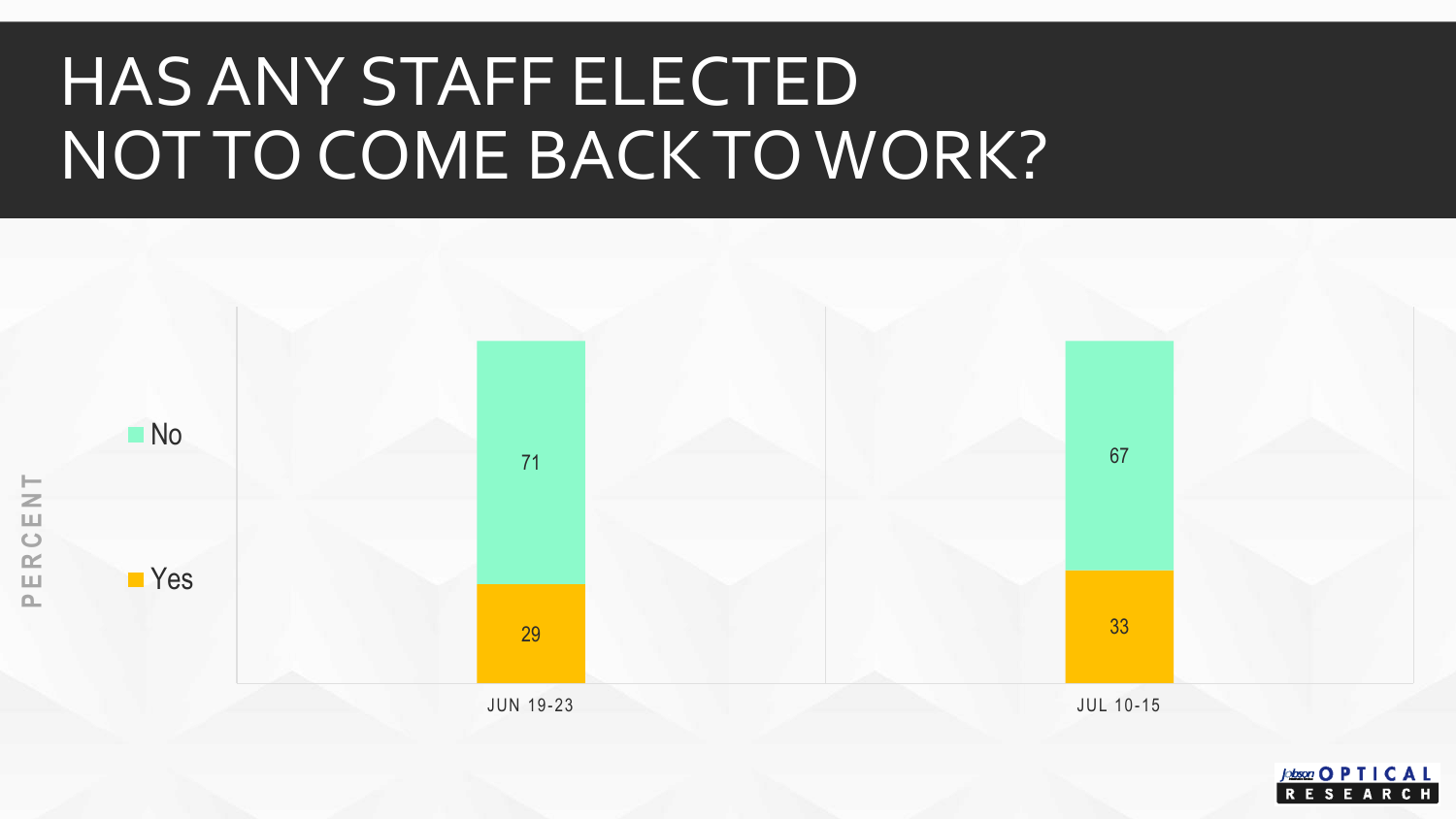# HAS ANY STAFF ELECTED NOT TO COME BACK TO WORK?

| PERCENT | JUN 19-23 | JUL 10-15 |
|---|---|---|
| No | 71 | 67 |
| Yes | 29 | 33 |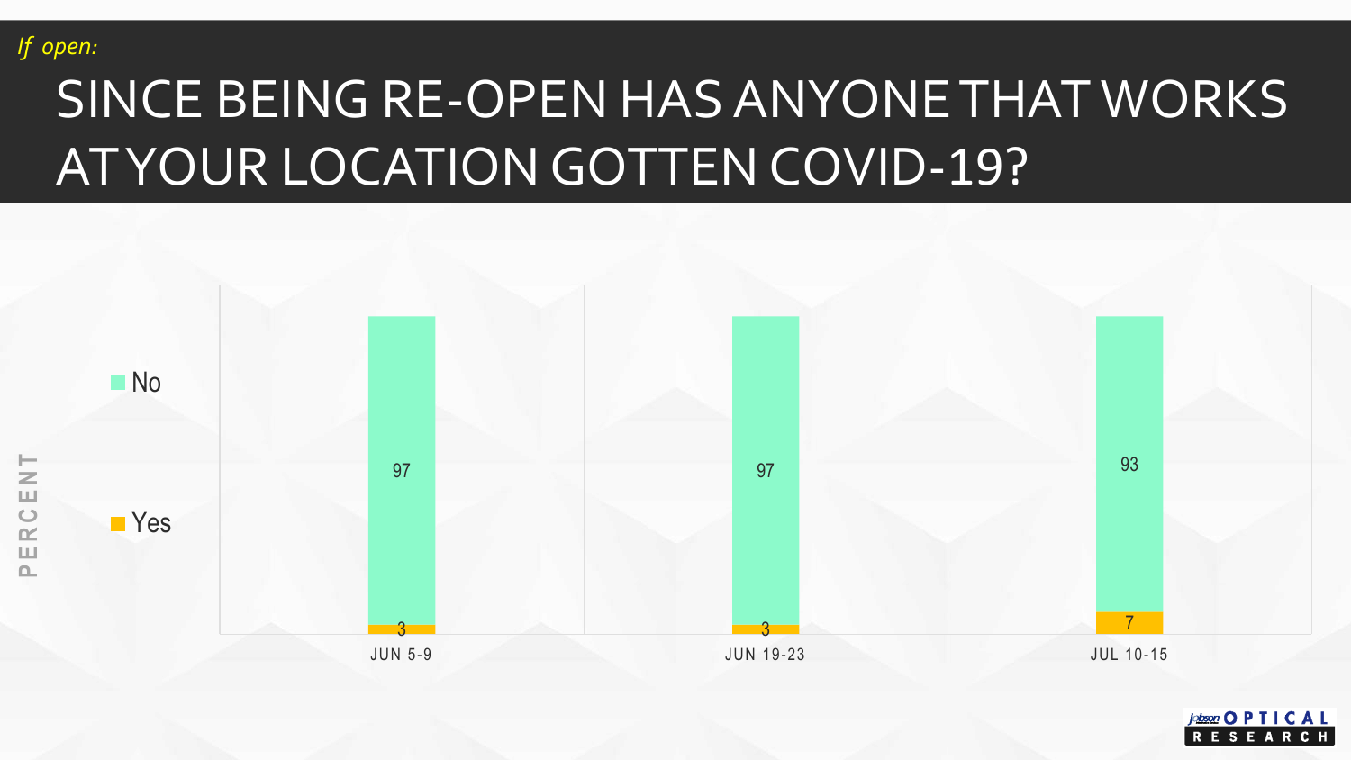*If open:*

# SINCE BEING RE-OPEN HAS ANYONE THAT WORKS AT YOUR LOCATION GOTTEN COVID-19?

PERCENT

| | JUN 5-9 | JUN 19-23 | JUL 10-15 |
|---|---|---|---|
| No | 97 | 97 | 93 |
| Yes | 3 | 3 | 7 |

Jobson OPTICAL RESEARCH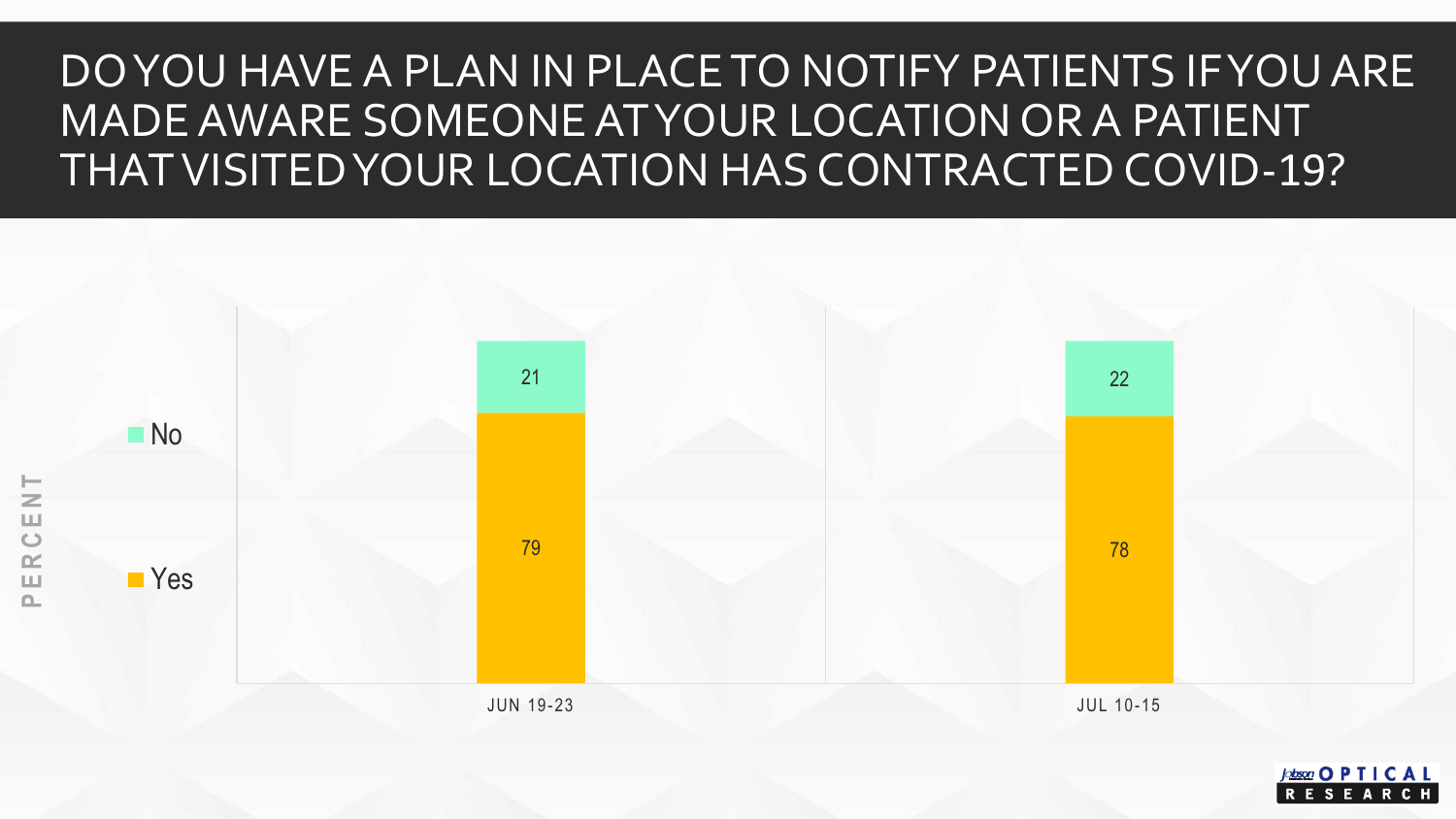# DO YOU HAVE A PLAN IN PLACE TO NOTIFY PATIENTS IF YOU ARE MADE AWARE SOMEONE AT YOUR LOCATION OR A PATIENT THAT VISITED YOUR LOCATION HAS CONTRACTED COVID-19?

PERCENT

| | JUN 19-23 | JUL 10-15 |
|---|---|---|
| No | 21 | 22 |
| Yes | 79 | 78 |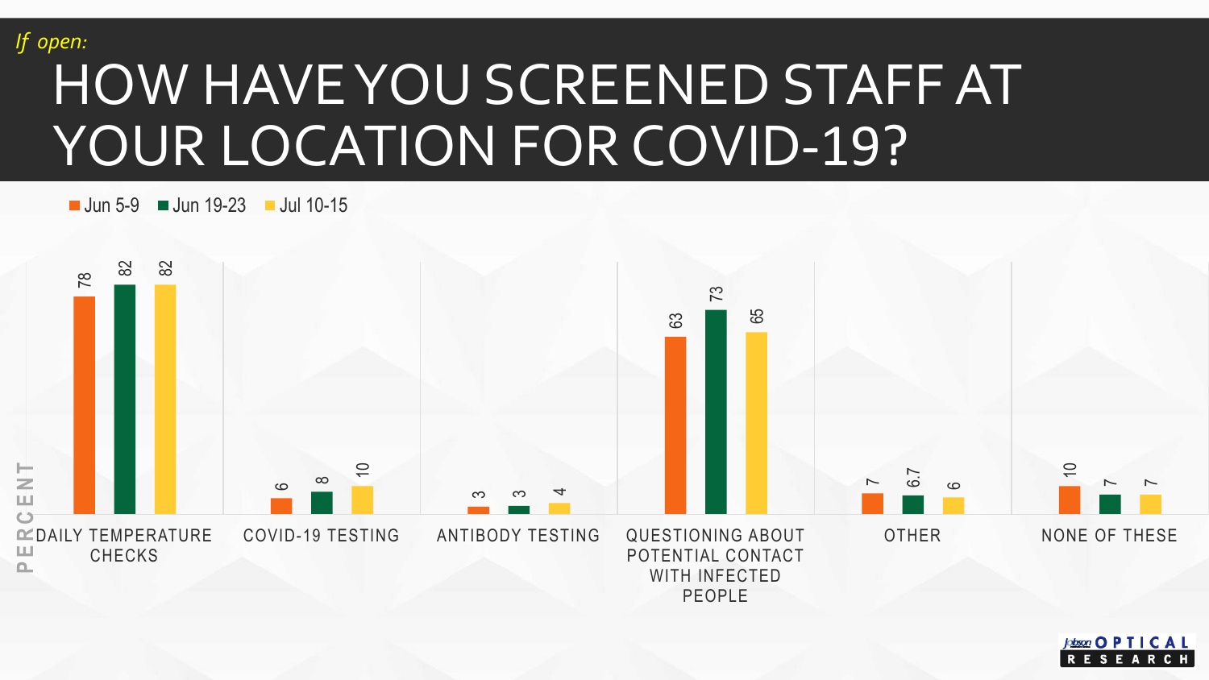*If open:*

# HOW HAVE YOU SCREENED STAFF AT YOUR LOCATION FOR COVID-19?

| PERCENT | Jun 5-9 | Jun 19-23 | Jul 10-15 |
|---|---|---|---|
| DAILY TEMPERATURE CHECKS | 78 | 82 | 82 |
| COVID-19 TESTING | 6 | 8 | 10 |
| ANTIBODY TESTING | 3 | 3 | 4 |
| QUESTIONING ABOUT POTENTIAL CONTACT WITH INFECTED PEOPLE | 63 | 73 | 65 |
| OTHER | 7 | 6.7 | 6 |
| NONE OF THESE | 10 | 7 | 7 |

Jobson OPTICAL RESEARCH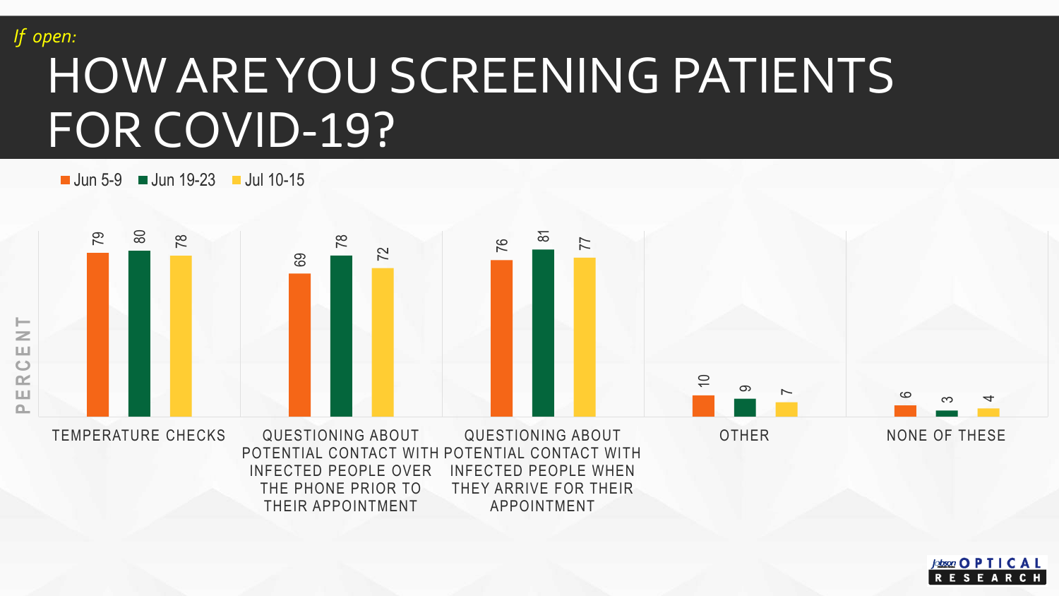*If open:*

# HOW ARE YOU SCREENING PATIENTS FOR COVID-19?

| PERCENT | Jun 5-9 | Jun 19-23 | Jul 10-15 |
|---|---|---|---|
| TEMPERATURE CHECKS | 79 | 80 | 78 |
| QUESTIONING ABOUT POTENTIAL CONTACT WITH INFECTED PEOPLE OVER THE PHONE PRIOR TO THEIR APPOINTMENT | 69 | 78 | 72 |
| QUESTIONING ABOUT POTENTIAL CONTACT WITH INFECTED PEOPLE WHEN THEY ARRIVE FOR THEIR APPOINTMENT | 76 | 81 | 77 |
| OTHER | 10 | 9 | 7 |
| NONE OF THESE | 6 | 3 | 4 |

Jobson OPTICAL RESEARCH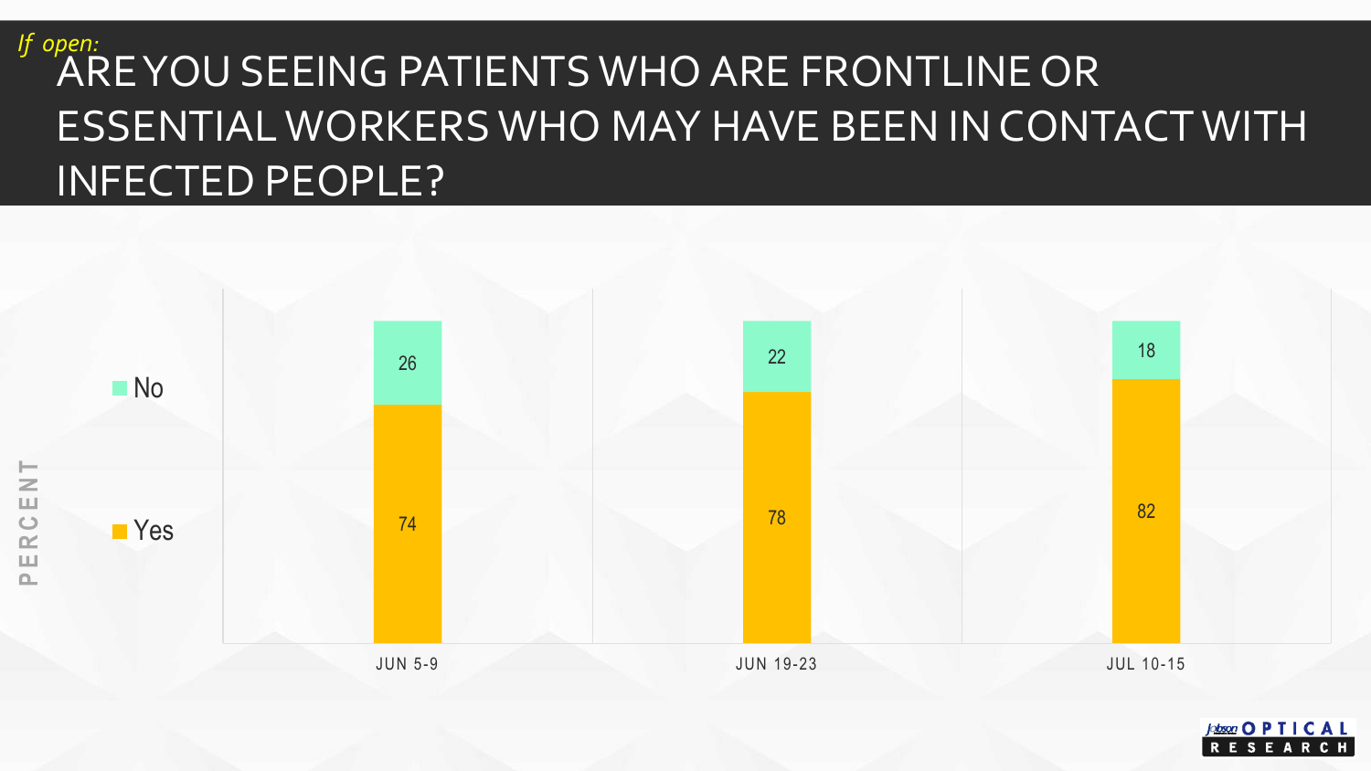*If open:*

# ARE YOU SEEING PATIENTS WHO ARE FRONTLINE OR ESSENTIAL WORKERS WHO MAY HAVE BEEN IN CONTACT WITH INFECTED PEOPLE?

PERCENT

| | JUN 5-9 | JUN 19-23 | JUL 10-15 |
|---|---|---|---|
| No | 26 | 22 | 18 |
| Yes | 74 | 78 | 82 |

Jobson OPTICAL RESEARCH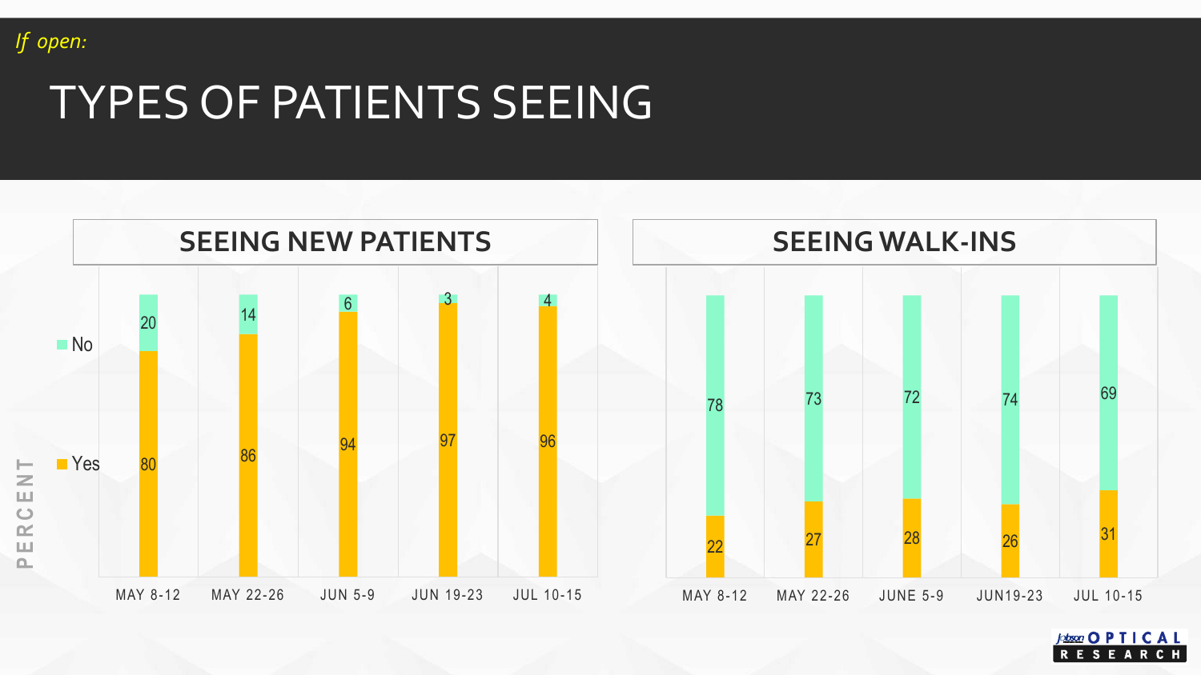*If open:*

# TYPES OF PATIENTS SEEING

## SEEING NEW PATIENTS

PERCENT

| | MAY 8-12 | MAY 22-26 | JUN 5-9 | JUN 19-23 | JUL 10-15 |
|---|---|---|---|---|---|
| No | 20 | 14 | 6 | 3 | 4 |
| Yes | 80 | 86 | 94 | 97 | 96 |

## SEEING WALK-INS

| | MAY 8-12 | MAY 22-26 | JUNE 5-9 | JUN19-23 | JUL 10-15 |
|---|---|---|---|---|---|
| No | 78 | 73 | 72 | 74 | 69 |
| Yes | 22 | 27 | 28 | 26 | 31 |

Jobson OPTICAL RESEARCH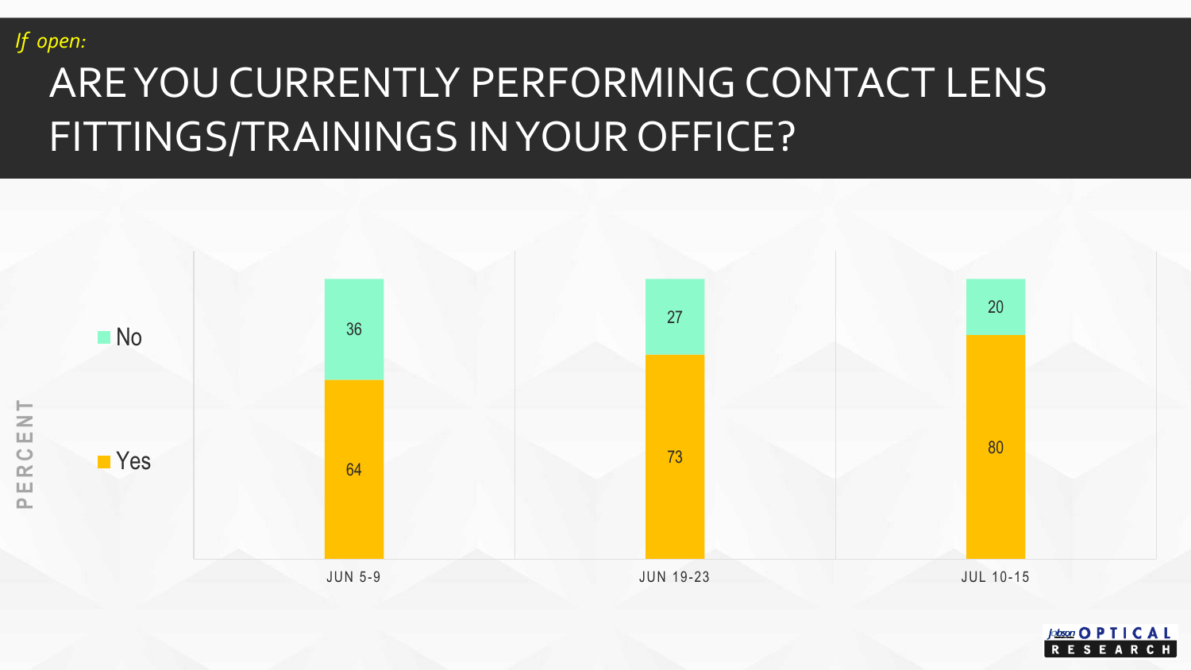*If open:*

# ARE YOU CURRENTLY PERFORMING CONTACT LENS FITTINGS/TRAININGS IN YOUR OFFICE?

PERCENT

| | JUN 5-9 | JUN 19-23 | JUL 10-15 |
|---|---|---|---|
| No | 36 | 27 | 20 |
| Yes | 64 | 73 | 80 |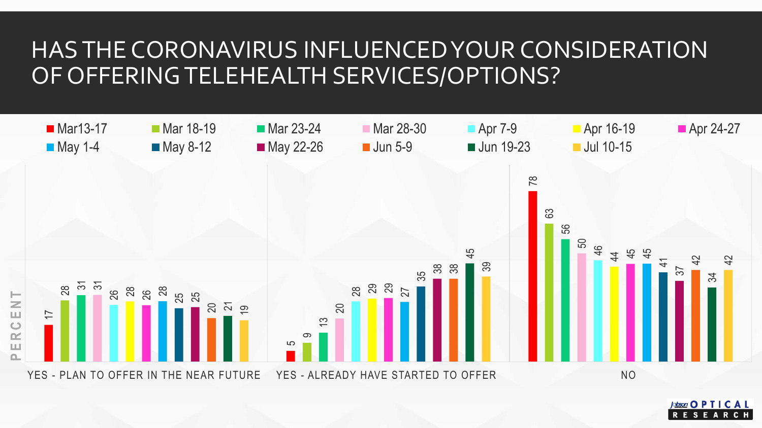# HAS THE CORONAVIRUS INFLUENCED YOUR CONSIDERATION OF OFFERING TELEHEALTH SERVICES/OPTIONS?

| PERCENT | Mar13-17 | Mar 18-19 | Mar 23-24 | Mar 28-30 | Apr 7-9 | Apr 16-19 | Apr 24-27 | May 1-4 | May 8-12 | May 22-26 | Jun 5-9 | Jun 19-23 | Jul 10-15 |
|---|---|---|---|---|---|---|---|---|---|---|---|---|---|
| YES - PLAN TO OFFER IN THE NEAR FUTURE | 17 | 28 | 31 | 31 | 26 | 28 | 26 | 28 | 25 | 25 | 20 | 21 | 19 |
| YES - ALREADY HAVE STARTED TO OFFER | 5 | 9 | 13 | 20 | 28 | 29 | 29 | 27 | 35 | 38 | 38 | 45 | 39 |
| NO | 78 | 63 | 56 | 50 | 46 | 44 | 45 | 45 | 41 | 37 | 42 | 34 | 42 |

Jobson OPTICAL RESEARCH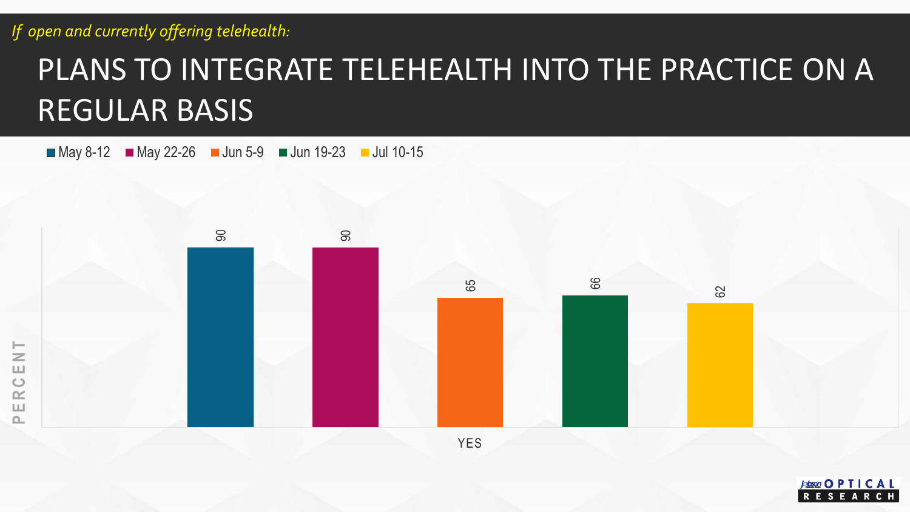*If open and currently offering telehealth:*

# PLANS TO INTEGRATE TELEHEALTH INTO THE PRACTICE ON A REGULAR BASIS

| | May 8-12 | May 22-26 | Jun 5-9 | Jun 19-23 | Jul 10-15 |
|---|---|---|---|---|---|
| YES | 90 | 90 | 65 | 66 | 62 |

PERCENT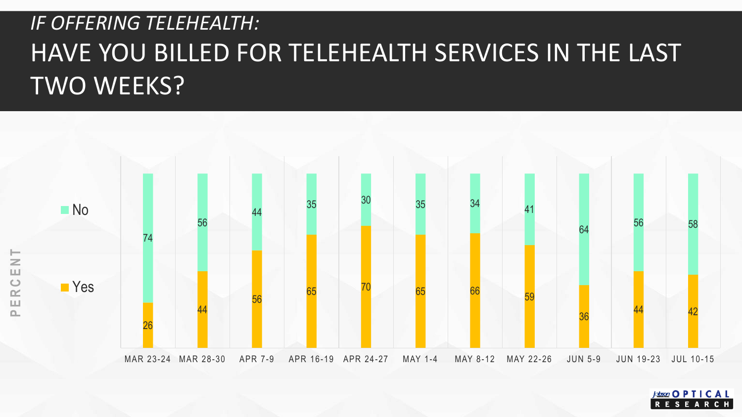## *IF OFFERING TELEHEALTH:*

# HAVE YOU BILLED FOR TELEHEALTH SERVICES IN THE LAST TWO WEEKS?

| PERCENT | MAR 23-24 | MAR 28-30 | APR 7-9 | APR 16-19 | APR 24-27 | MAY 1-4 | MAY 8-12 | MAY 22-26 | JUN 5-9 | JUN 19-23 | JUL 10-15 |
|---|---|---|---|---|---|---|---|---|---|---|---|
| No | 74 | 56 | 44 | 35 | 30 | 35 | 34 | 41 | 64 | 56 | 58 |
| Yes | 26 | 44 | 56 | 65 | 70 | 65 | 66 | 59 | 36 | 44 | 42 |

Jobson OPTICAL RESEARCH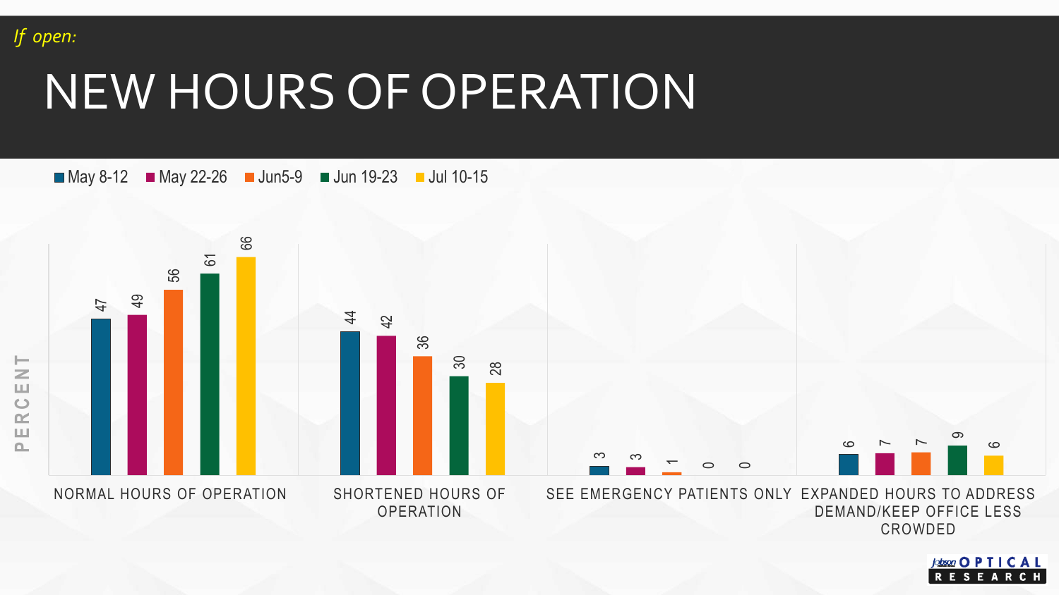*If open:*

# NEW HOURS OF OPERATION

| PERCENT | May 8-12 | May 22-26 | Jun5-9 | Jun 19-23 | Jul 10-15 |
|---|---|---|---|---|---|
| NORMAL HOURS OF OPERATION | 47 | 49 | 56 | 61 | 66 |
| SHORTENED HOURS OF OPERATION | 44 | 42 | 36 | 30 | 28 |
| SEE EMERGENCY PATIENTS ONLY | 3 | 3 | 1 | 0 | 0 |
| EXPANDED HOURS TO ADDRESS DEMAND/KEEP OFFICE LESS CROWDED | 6 | 7 | 7 | 9 | 6 |

Jobson OPTICAL RESEARCH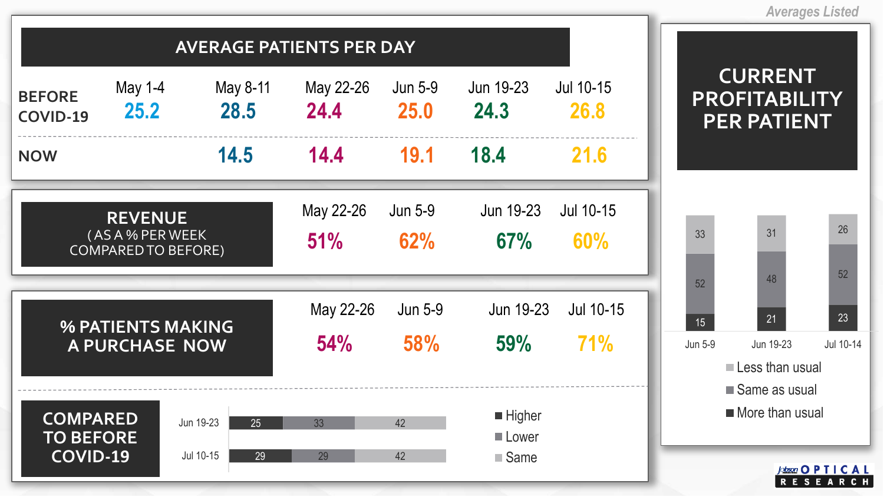*Averages Listed*

## AVERAGE PATIENTS PER DAY

| | May 1-4 | May 8-11 | May 22-26 | Jun 5-9 | Jun 19-23 | Jul 10-15 |
|---|---|---|---|---|---|---|
| BEFORE COVID-19 | 25.2 | 28.5 | 24.4 | 25.0 | 24.3 | 26.8 |
| NOW | | 14.5 | 14.4 | 19.1 | 18.4 | 21.6 |

## REVENUE (AS A % PER WEEK COMPARED TO BEFORE)

| May 22-26 | Jun 5-9 | Jun 19-23 | Jul 10-15 |
|---|---|---|---|
| 51% | 62% | 67% | 60% |

## % PATIENTS MAKING A PURCHASE NOW

| May 22-26 | Jun 5-9 | Jun 19-23 | Jul 10-15 |
|---|---|---|---|
| 54% | 58% | 59% | 71% |

## COMPARED TO BEFORE COVID-19

| | Higher | Lower | Same |
|---|---|---|---|
| Jun 19-23 | 25 | 33 | 42 |
| Jul 10-15 | 29 | 29 | 42 |

## CURRENT PROFITABILITY PER PATIENT

| | Jun 5-9 | Jun 19-23 | Jul 10-14 |
|---|---|---|---|
| Less than usual | 33 | 31 | 26 |
| Same as usual | 52 | 48 | 52 |
| More than usual | 15 | 21 | 23 |

Jobson OPTICAL RESEARCH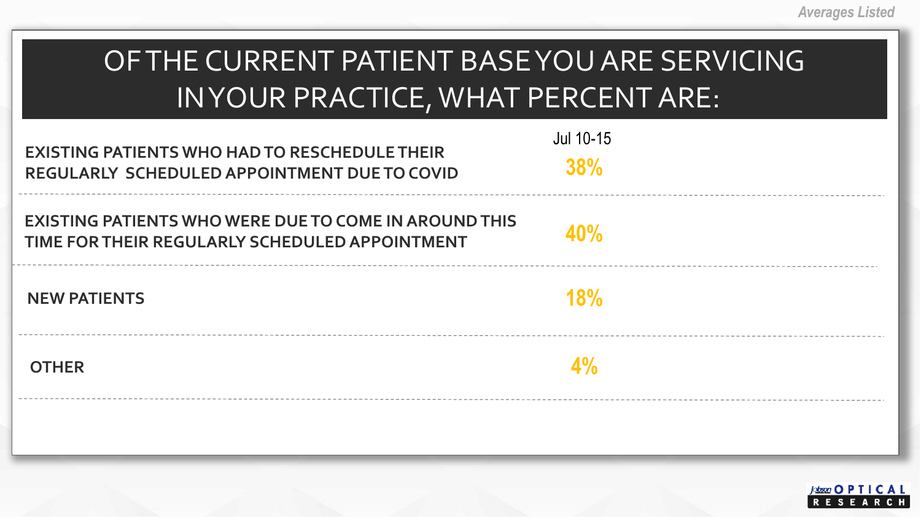*Averages Listed*

# OF THE CURRENT PATIENT BASE YOU ARE SERVICING IN YOUR PRACTICE, WHAT PERCENT ARE:

| | Jul 10-15 |
|---|---|
| **EXISTING PATIENTS WHO HAD TO RESCHEDULE THEIR REGULARLY SCHEDULED APPOINTMENT DUE TO COVID** | 38% |
| **EXISTING PATIENTS WHO WERE DUE TO COME IN AROUND THIS TIME FOR THEIR REGULARLY SCHEDULED APPOINTMENT** | 40% |
| **NEW PATIENTS** | 18% |
| **OTHER** | 4% |

Jobson OPTICAL RESEARCH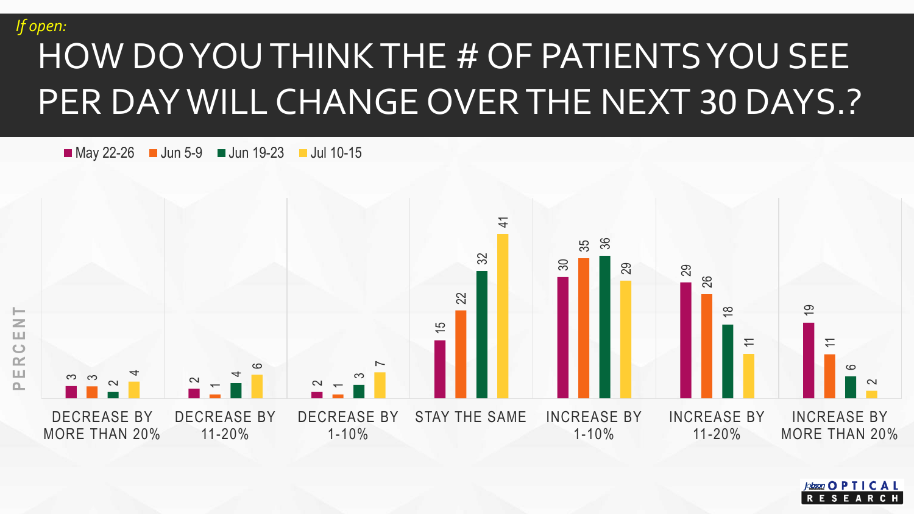*If open:*

# HOW DO YOU THINK THE # OF PATIENTS YOU SEE PER DAY WILL CHANGE OVER THE NEXT 30 DAYS.?

PERCENT

| | May 22-26 | Jun 5-9 | Jun 19-23 | Jul 10-15 |
|---|---|---|---|---|
| DECREASE BY MORE THAN 20% | 3 | 3 | 2 | 4 |
| DECREASE BY 11-20% | 2 | 1 | 4 | 6 |
| DECREASE BY 1-10% | 2 | 1 | 3 | 7 |
| STAY THE SAME | 15 | 22 | 32 | 41 |
| INCREASE BY 1-10% | 30 | 35 | 36 | 29 |
| INCREASE BY 11-20% | 29 | 26 | 18 | 11 |
| INCREASE BY MORE THAN 20% | 19 | 11 | 6 | 2 |

Jobson OPTICAL RESEARCH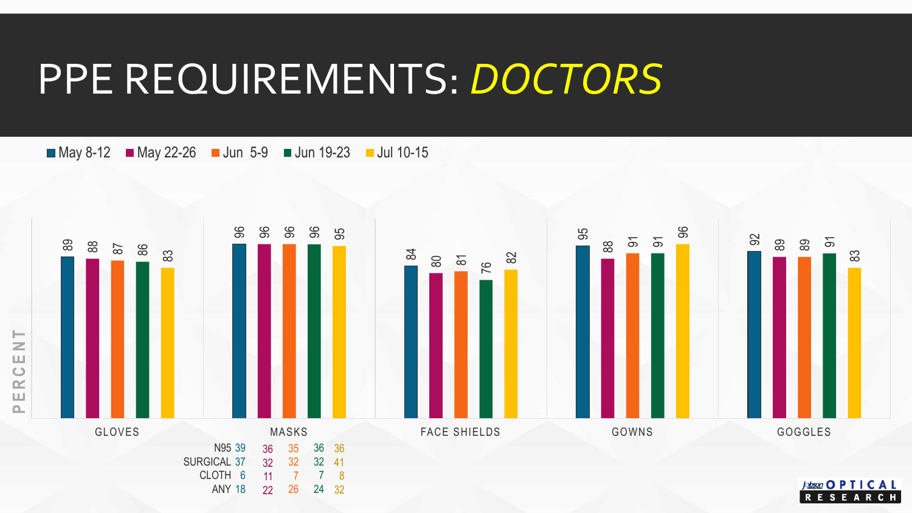# PPE REQUIREMENTS: *DOCTORS*

PERCENT

| | May 8-12 | May 22-26 | Jun 5-9 | Jun 19-23 | Jul 10-15 |
|---|---|---|---|---|---|
| GLOVES | 89 | 88 | 87 | 86 | 83 |
| MASKS | 96 | 96 | 96 | 96 | 95 |
| FACE SHIELDS | 84 | 80 | 81 | 76 | 82 |
| GOWNS | 95 | 88 | 91 | 91 | 96 |
| GOGGLES | 92 | 89 | 89 | 91 | 83 |

| MASKS | May 8-12 | May 22-26 | Jun 5-9 | Jun 19-23 | Jul 10-15 |
|---|---|---|---|---|---|
| N95 | 39 | 36 | 35 | 36 | 36 |
| SURGICAL | 37 | 32 | 32 | 32 | 41 |
| CLOTH | 6 | 11 | 7 | 7 | 8 |
| ANY | 18 | 22 | 26 | 24 | 32 |

Jobson OPTICAL RESEARCH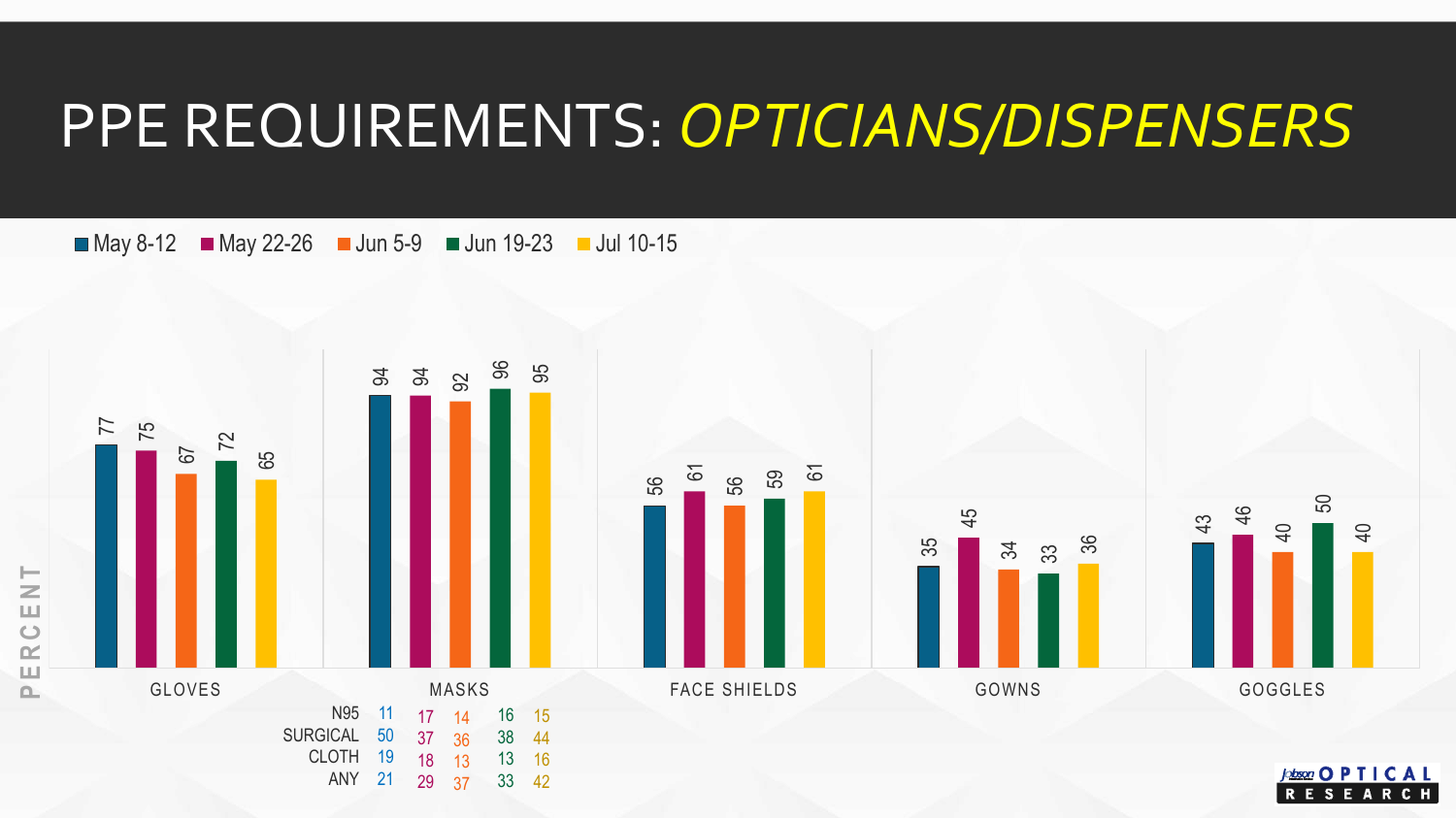# PPE REQUIREMENTS: *OPTICIANS/DISPENSERS*

PERCENT

| | May 8-12 | May 22-26 | Jun 5-9 | Jun 19-23 | Jul 10-15 |
|---|---|---|---|---|---|
| GLOVES | 77 | 75 | 67 | 72 | 65 |
| MASKS | 94 | 94 | 92 | 96 | 95 |
| FACE SHIELDS | 56 | 61 | 56 | 59 | 61 |
| GOWNS | 35 | 45 | 34 | 33 | 36 |
| GOGGLES | 43 | 46 | 40 | 50 | 40 |

| MASKS | May 8-12 | May 22-26 | Jun 5-9 | Jun 19-23 | Jul 10-15 |
|---|---|---|---|---|---|
| N95 | 11 | 17 | 14 | 16 | 15 |
| SURGICAL | 50 | 37 | 36 | 38 | 44 |
| CLOTH | 19 | 18 | 13 | 13 | 16 |
| ANY | 21 | 29 | 37 | 33 | 42 |

Jobson OPTICAL RESEARCH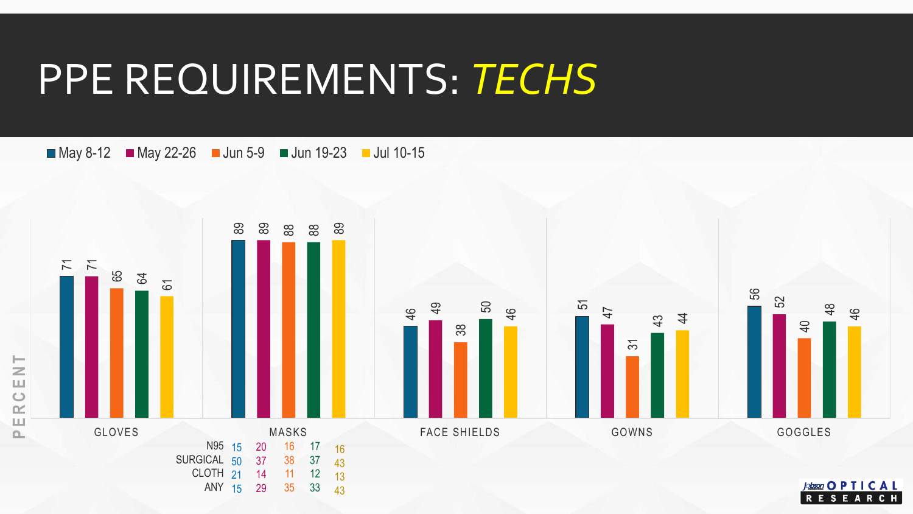# PPE REQUIREMENTS: *TECHS*

PERCENT

| | May 8-12 | May 22-26 | Jun 5-9 | Jun 19-23 | Jul 10-15 |
|---|---|---|---|---|---|
| GLOVES | 71 | 71 | 65 | 64 | 61 |
| MASKS | 89 | 89 | 88 | 88 | 89 |
| FACE SHIELDS | 46 | 49 | 38 | 50 | 46 |
| GOWNS | 51 | 47 | 31 | 43 | 44 |
| GOGGLES | 56 | 52 | 40 | 48 | 46 |

| MASKS | May 8-12 | May 22-26 | Jun 5-9 | Jun 19-23 | Jul 10-15 |
|---|---|---|---|---|---|
| N95 | 15 | 20 | 16 | 17 | 16 |
| SURGICAL | 50 | 37 | 38 | 37 | 43 |
| CLOTH | 21 | 14 | 11 | 12 | 13 |
| ANY | 15 | 29 | 35 | 33 | 43 |

Jobson OPTICAL RESEARCH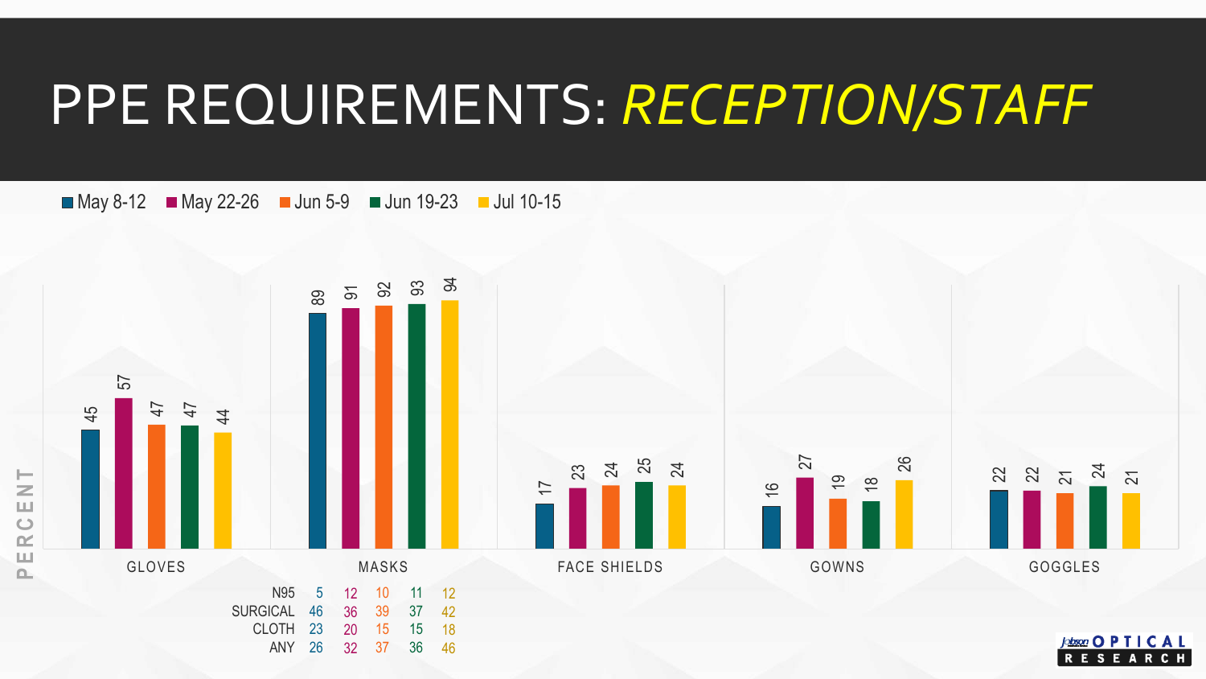# PPE REQUIREMENTS: *RECEPTION/STAFF*

PERCENT

| | May 8-12 | May 22-26 | Jun 5-9 | Jun 19-23 | Jul 10-15 |
|---|---|---|---|---|---|
| GLOVES | 45 | 57 | 47 | 47 | 44 |
| MASKS | 89 | 91 | 92 | 93 | 94 |
| FACE SHIELDS | 17 | 23 | 24 | 25 | 24 |
| GOWNS | 16 | 27 | 19 | 18 | 26 |
| GOGGLES | 22 | 22 | 21 | 24 | 21 |

| MASKS | May 8-12 | May 22-26 | Jun 5-9 | Jun 19-23 | Jul 10-15 |
|---|---|---|---|---|---|
| N95 | 5 | 12 | 10 | 11 | 12 |
| SURGICAL | 46 | 36 | 39 | 37 | 42 |
| CLOTH | 23 | 20 | 15 | 15 | 18 |
| ANY | 26 | 32 | 37 | 36 | 46 |

Jobson OPTICAL RESEARCH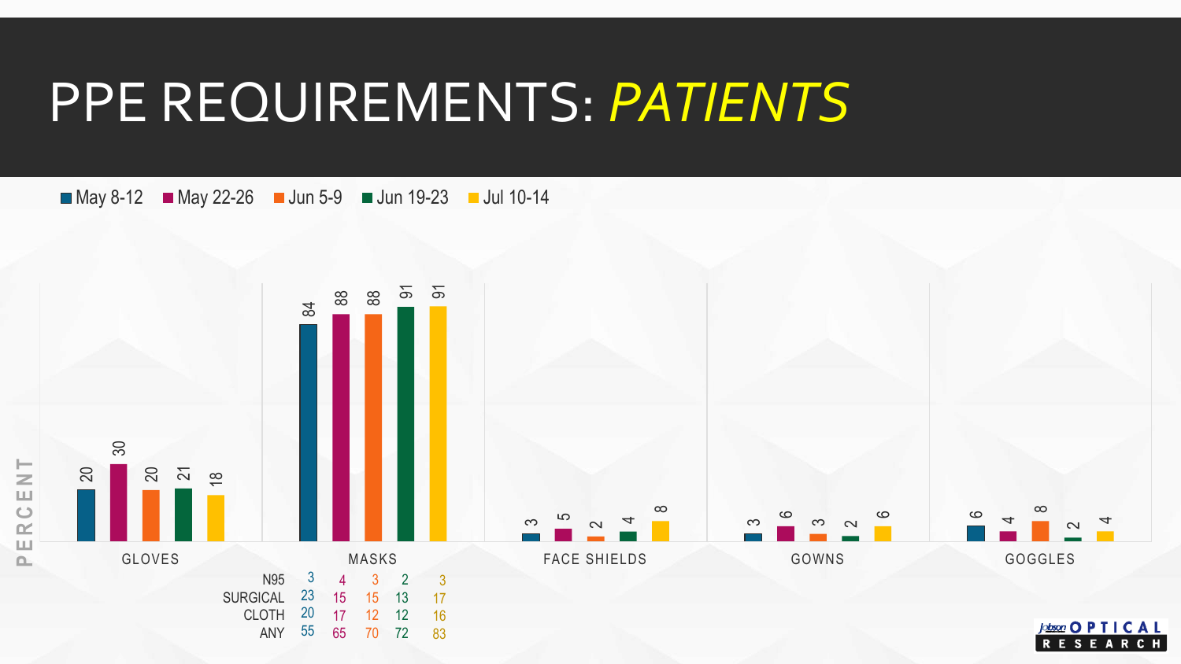# PPE REQUIREMENTS: *PATIENTS*

PERCENT

| | May 8-12 | May 22-26 | Jun 5-9 | Jun 19-23 | Jul 10-14 |
|---|---|---|---|---|---|
| GLOVES | 20 | 30 | 20 | 21 | 18 |
| MASKS | 84 | 88 | 88 | 91 | 91 |
| FACE SHIELDS | 3 | 5 | 2 | 4 | 8 |
| GOWNS | 3 | 6 | 3 | 2 | 6 |
| GOGGLES | 6 | 4 | 8 | 2 | 4 |

| MASKS | May 8-12 | May 22-26 | Jun 5-9 | Jun 19-23 | Jul 10-14 |
|---|---|---|---|---|---|
| N95 | 3 | 4 | 3 | 2 | 3 |
| SURGICAL | 23 | 15 | 15 | 13 | 17 |
| CLOTH | 20 | 17 | 12 | 12 | 16 |
| ANY | 55 | 65 | 70 | 72 | 83 |

Jobson OPTICAL RESEARCH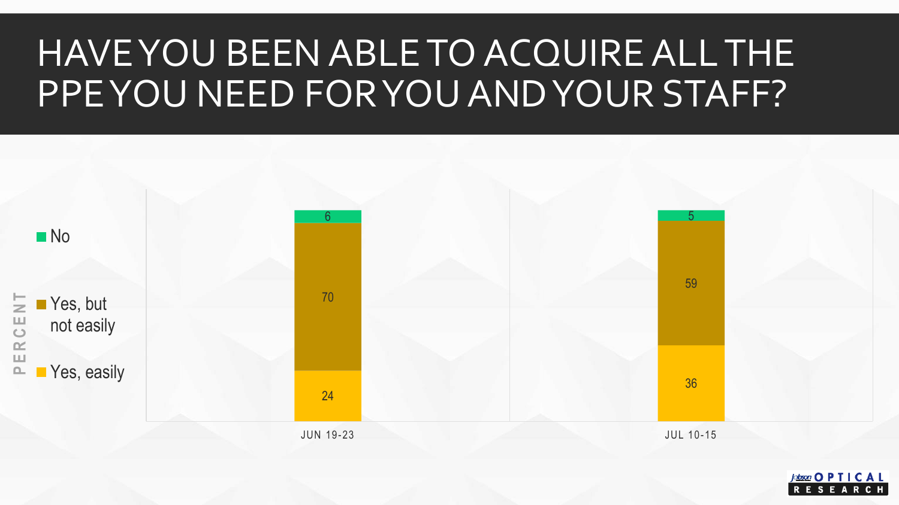# HAVE YOU BEEN ABLE TO ACQUIRE ALL THE PPE YOU NEED FOR YOU AND YOUR STAFF?

| PERCENT | JUN 19-23 | JUL 10-15 |
| --- | --- | --- |
| No | 6 | 5 |
| Yes, but not easily | 70 | 59 |
| Yes, easily | 24 | 36 |

Jobson OPTICAL RESEARCH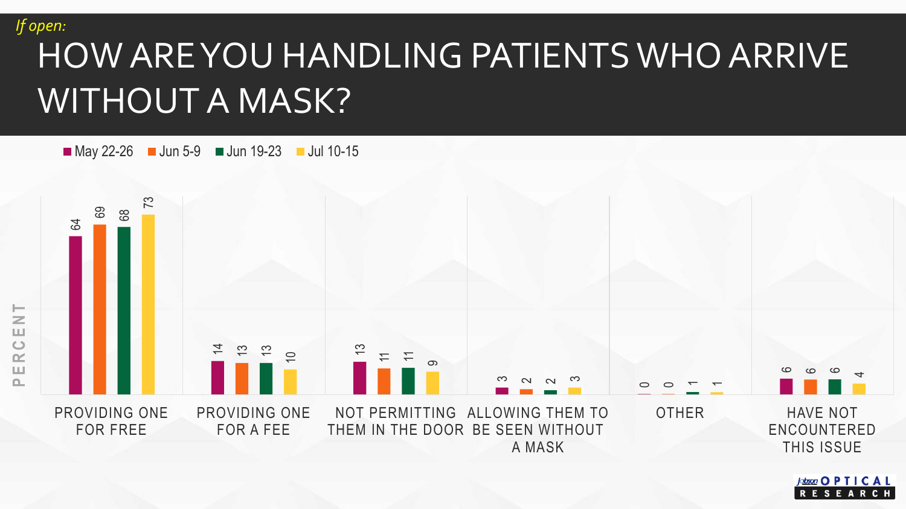*If open:*

# HOW ARE YOU HANDLING PATIENTS WHO ARRIVE WITHOUT A MASK?

| PERCENT | May 22-26 | Jun 5-9 | Jun 19-23 | Jul 10-15 |
|---|---|---|---|---|
| PROVIDING ONE FOR FREE | 64 | 69 | 68 | 73 |
| PROVIDING ONE FOR A FEE | 14 | 13 | 13 | 10 |
| NOT PERMITTING THEM IN THE DOOR | 13 | 11 | 11 | 9 |
| ALLOWING THEM TO BE SEEN WITHOUT A MASK | 3 | 2 | 2 | 3 |
| OTHER | 0 | 0 | 1 | 1 |
| HAVE NOT ENCOUNTERED THIS ISSUE | 6 | 6 | 6 | 4 |

Jobson OPTICAL RESEARCH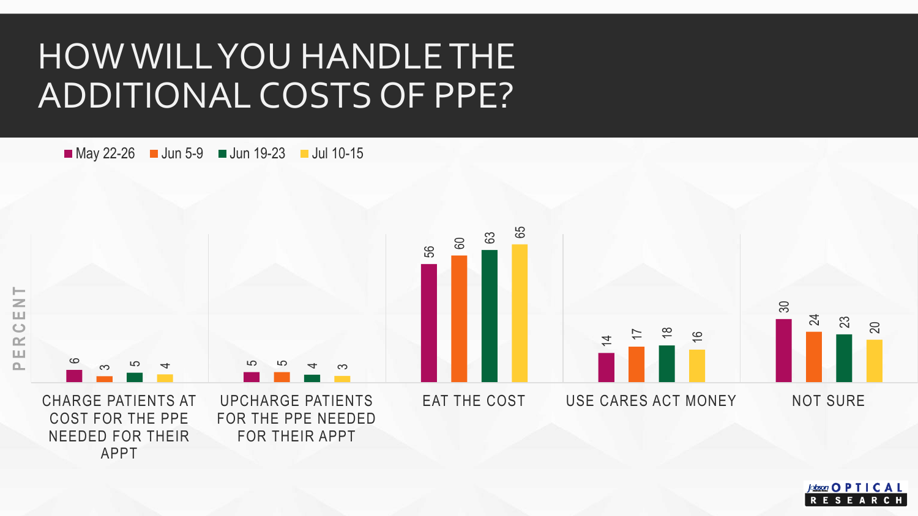# HOW WILL YOU HANDLE THE ADDITIONAL COSTS OF PPE?

| PERCENT | May 22-26 | Jun 5-9 | Jun 19-23 | Jul 10-15 |
|---|---|---|---|---|
| CHARGE PATIENTS AT COST FOR THE PPE NEEDED FOR THEIR APPT | 6 | 3 | 5 | 4 |
| UPCHARGE PATIENTS FOR THE PPE NEEDED FOR THEIR APPT | 5 | 5 | 4 | 3 |
| EAT THE COST | 56 | 60 | 63 | 65 |
| USE CARES ACT MONEY | 14 | 17 | 18 | 16 |
| NOT SURE | 30 | 24 | 23 | 20 |

Jobson OPTICAL RESEARCH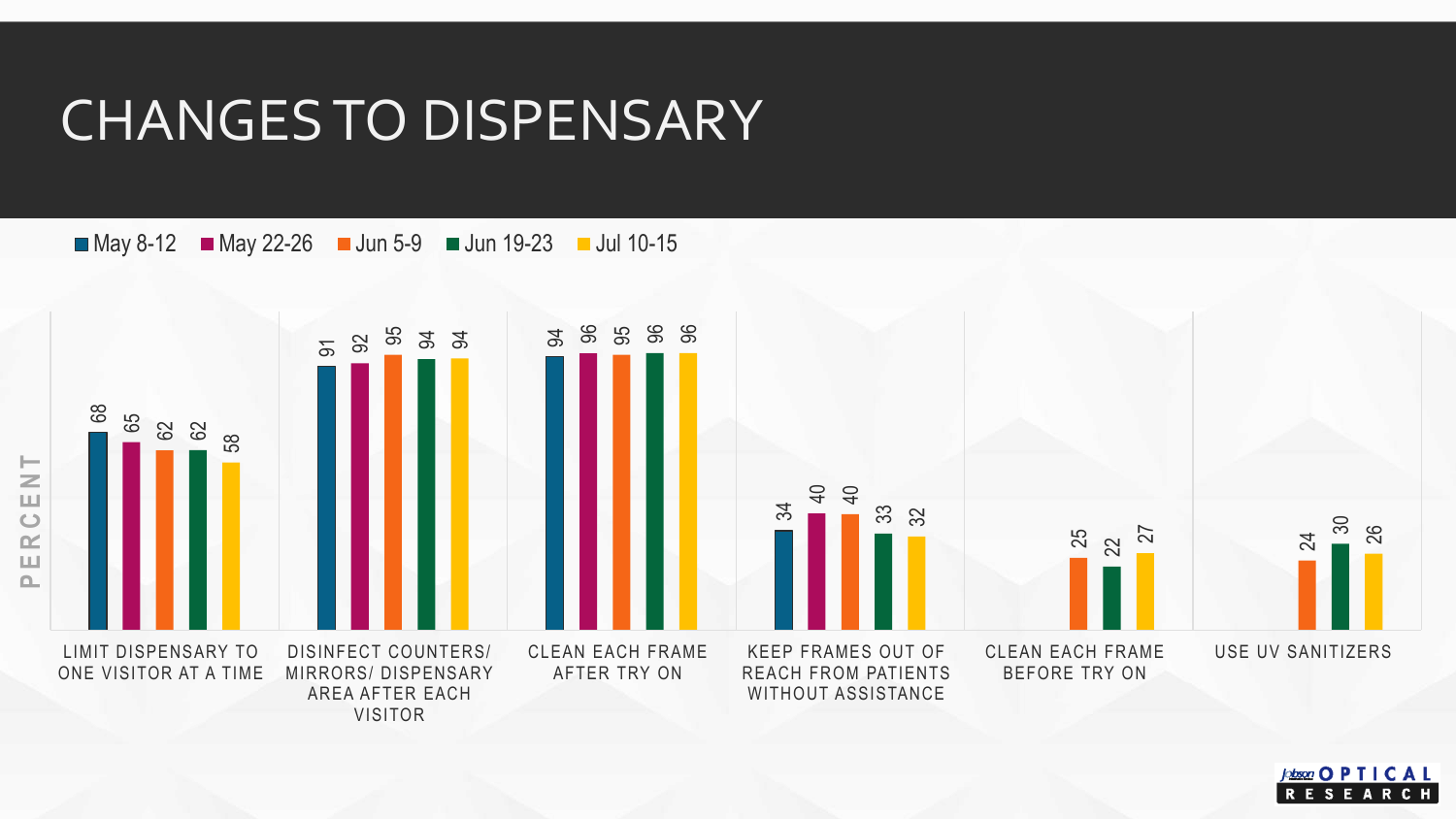# CHANGES TO DISPENSARY

PERCENT

| | May 8-12 | May 22-26 | Jun 5-9 | Jun 19-23 | Jul 10-15 |
|---|---|---|---|---|---|
| LIMIT DISPENSARY TO ONE VISITOR AT A TIME | 68 | 65 | 62 | 62 | 58 |
| DISINFECT COUNTERS/ MIRRORS/ DISPENSARY AREA AFTER EACH VISITOR | 91 | 92 | 95 | 94 | 94 |
| CLEAN EACH FRAME AFTER TRY ON | 94 | 96 | 95 | 96 | 96 |
| KEEP FRAMES OUT OF REACH FROM PATIENTS WITHOUT ASSISTANCE | 34 | 40 | 40 | 33 | 32 |
| CLEAN EACH FRAME BEFORE TRY ON | | | 25 | 22 | 27 |
| USE UV SANITIZERS | | | 24 | 30 | 26 |

Jobson OPTICAL RESEARCH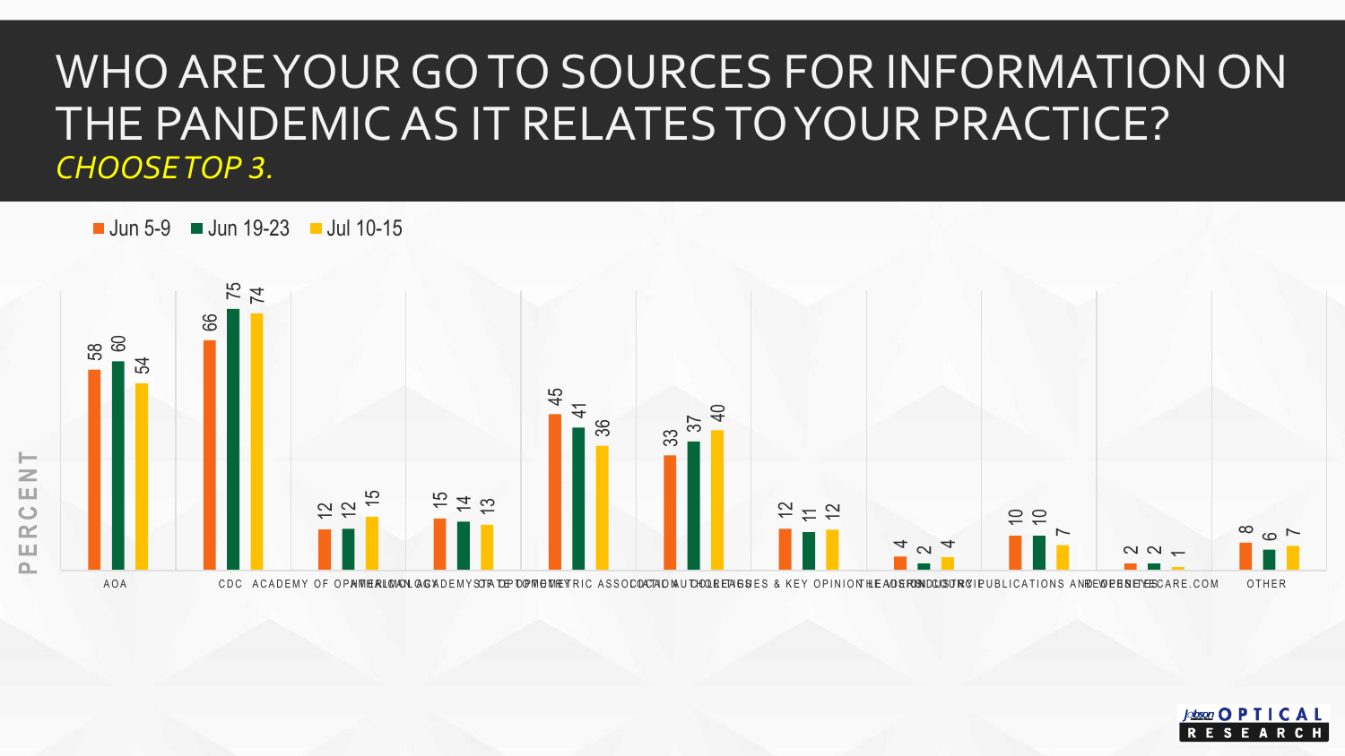# WHO ARE YOUR GO TO SOURCES FOR INFORMATION ON THE PANDEMIC AS IT RELATES TO YOUR PRACTICE?

*CHOOSE TOP 3.*

| Source (PERCENT) | Jun 5-9 | Jun 19-23 | Jul 10-15 |
|---|---|---|---|
| AOA | 58 | 60 | 54 |
| CDC | 66 | 75 | 74 |
| AMERICAN ACADEMY OF OPHTHALMOLOGY | 12 | 12 | 15 |
| AMERICAN ACADEMY OF OPTOMETRY | 15 | 14 | 13 |
| STATE OPTOMETRIC ASSOCIATION | 45 | 41 | 36 |
| LOCAL AUTHORITIES | 33 | 37 | 40 |
| COLLEAGUES & KEY OPINION LEADERS | 12 | 11 | 12 |
| THE VISION COUNCIL | 4 | 2 | 4 |
| INDUSTRY PUBLICATIONS AND WEBSITES | 10 | 10 | 7 |
| REOPENEYECARE.COM | 2 | 2 | 1 |
| OTHER | 8 | 6 | 7 |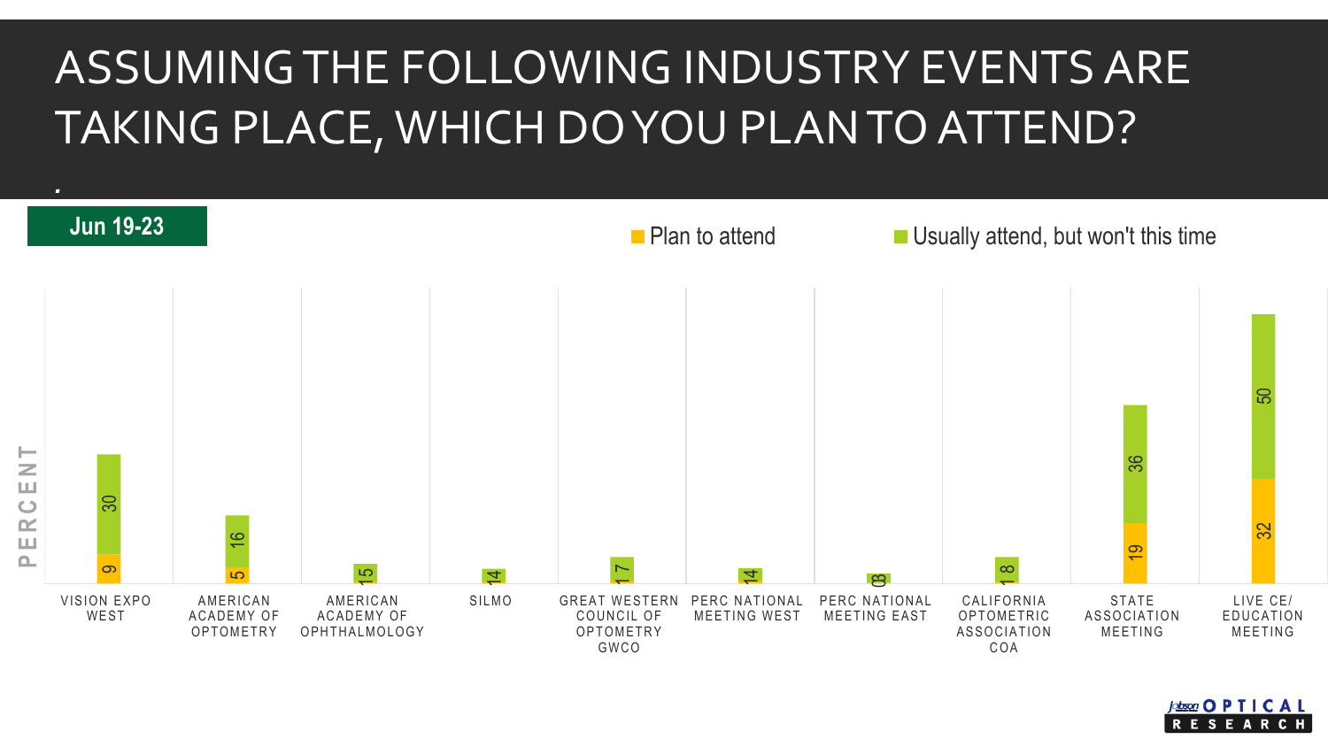# ASSUMING THE FOLLOWING INDUSTRY EVENTS ARE TAKING PLACE, WHICH DO YOU PLAN TO ATTEND?

Jun 19-23

| Event | Plan to attend | Usually attend, but won't this time |
|---|---|---|
| VISION EXPO WEST | 9 | 30 |
| AMERICAN ACADEMY OF OPTOMETRY | 5 | 16 |
| AMERICAN ACADEMY OF OPHTHALMOLOGY | 1 | 5 |
| SILMO | 1 | 4 |
| GREAT WESTERN COUNCIL OF OPTOMETRY GWCO | 1 | 7 |
| PERC NATIONAL MEETING WEST | 1 | 4 |
| PERC NATIONAL MEETING EAST | 0 | 3 |
| CALIFORNIA OPTOMETRIC ASSOCIATION COA | 1 | 8 |
| STATE ASSOCIATION MEETING | 19 | 36 |
| LIVE CE/ EDUCATION MEETING | 32 | 50 |

PERCENT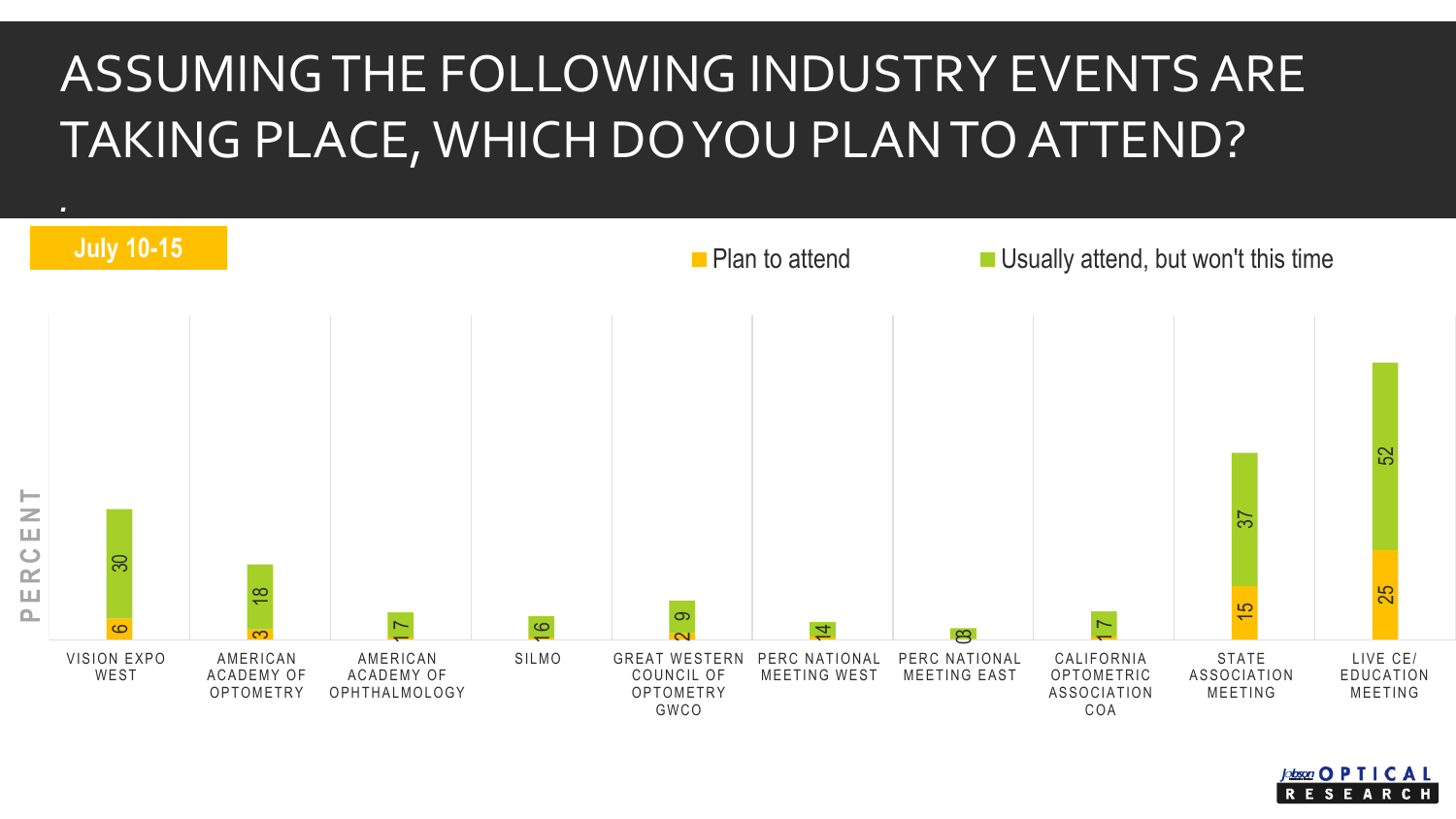# ASSUMING THE FOLLOWING INDUSTRY EVENTS ARE TAKING PLACE, WHICH DO YOU PLAN TO ATTEND?

July 10-15

| Event | Plan to attend | Usually attend, but won't this time |
|---|---|---|
| Vision Expo West | 6 | 30 |
| American Academy of Optometry | 3 | 18 |
| American Academy of Ophthalmology | 1 | 7 |
| SILMO | 1 | 6 |
| Great Western Council of Optometry GWCO | 2 | 9 |
| PERC National Meeting West | 1 | 4 |
| PERC National Meeting East | 0 | 3 |
| California Optometric Association COA | 1 | 7 |
| State Association Meeting | 15 | 37 |
| Live CE/ Education Meeting | 25 | 52 |

PERCENT

Jobson OPTICAL RESEARCH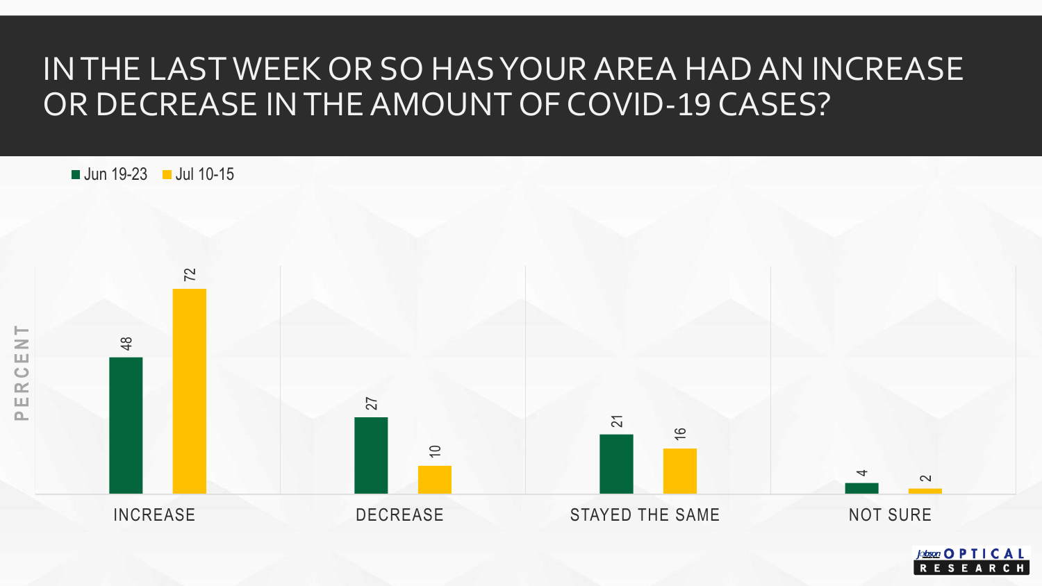# IN THE LAST WEEK OR SO HAS YOUR AREA HAD AN INCREASE OR DECREASE IN THE AMOUNT OF COVID-19 CASES?

| PERCENT | Jun 19-23 | Jul 10-15 |
|---|---|---|
| INCREASE | 48 | 72 |
| DECREASE | 27 | 10 |
| STAYED THE SAME | 21 | 16 |
| NOT SURE | 4 | 2 |

Jobson OPTICAL RESEARCH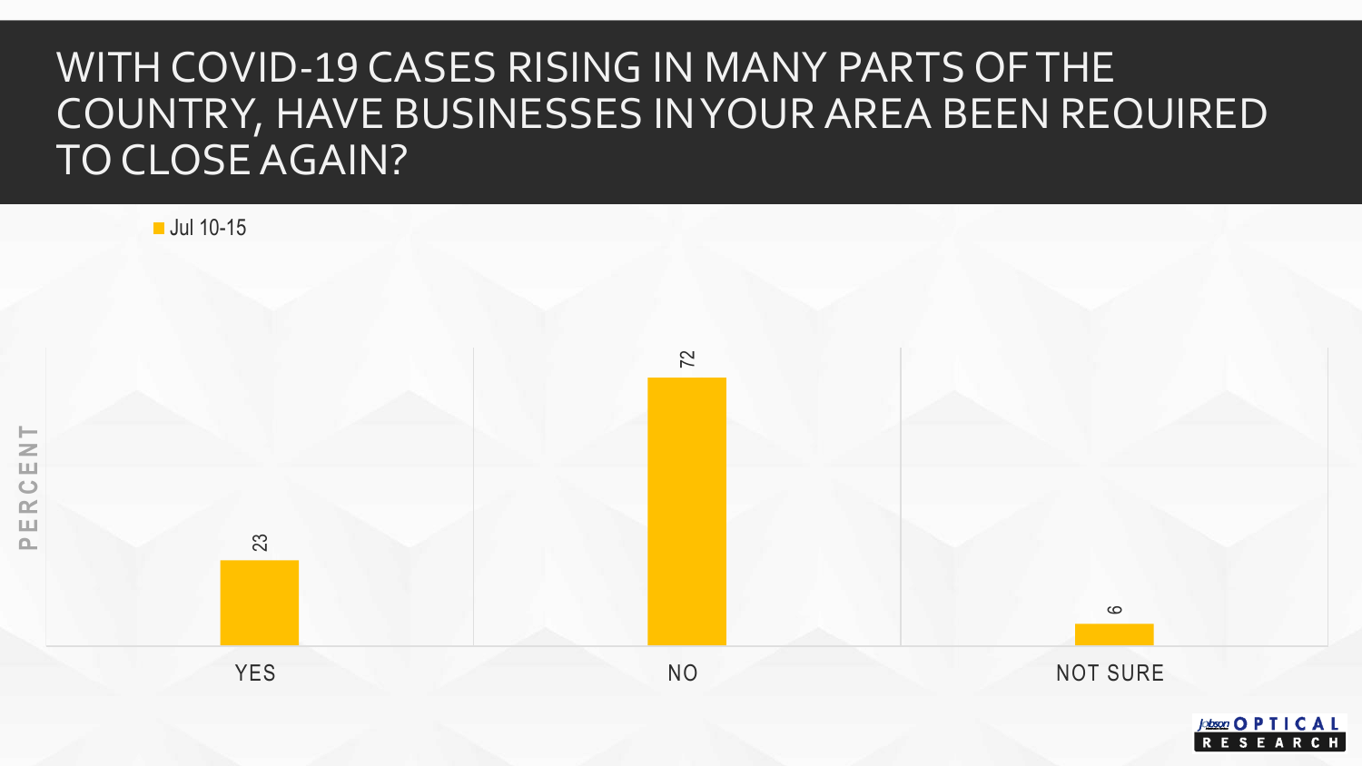# WITH COVID-19 CASES RISING IN MANY PARTS OF THE COUNTRY, HAVE BUSINESSES IN YOUR AREA BEEN REQUIRED TO CLOSE AGAIN?

| PERCENT | Jul 10-15 |
|---|---|
| YES | 23 |
| NO | 72 |
| NOT SURE | 6 |

Jobson OPTICAL RESEARCH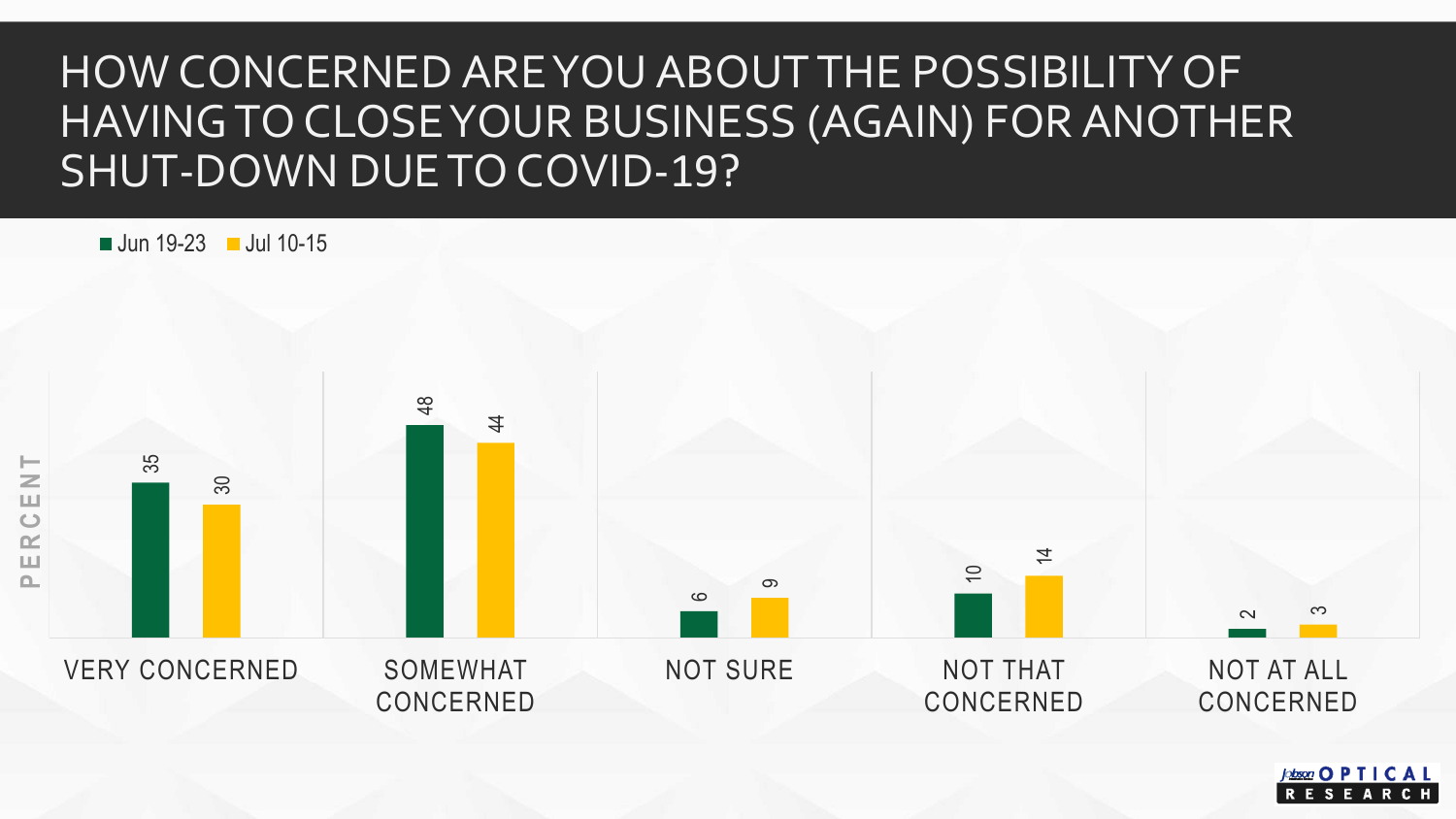# HOW CONCERNED ARE YOU ABOUT THE POSSIBILITY OF HAVING TO CLOSE YOUR BUSINESS (AGAIN) FOR ANOTHER SHUT-DOWN DUE TO COVID-19?

| PERCENT | Jun 19-23 | Jul 10-15 |
|---|---|---|
| VERY CONCERNED | 35 | 30 |
| SOMEWHAT CONCERNED | 48 | 44 |
| NOT SURE | 6 | 9 |
| NOT THAT CONCERNED | 10 | 14 |
| NOT AT ALL CONCERNED | 2 | 3 |

Jobson OPTICAL RESEARCH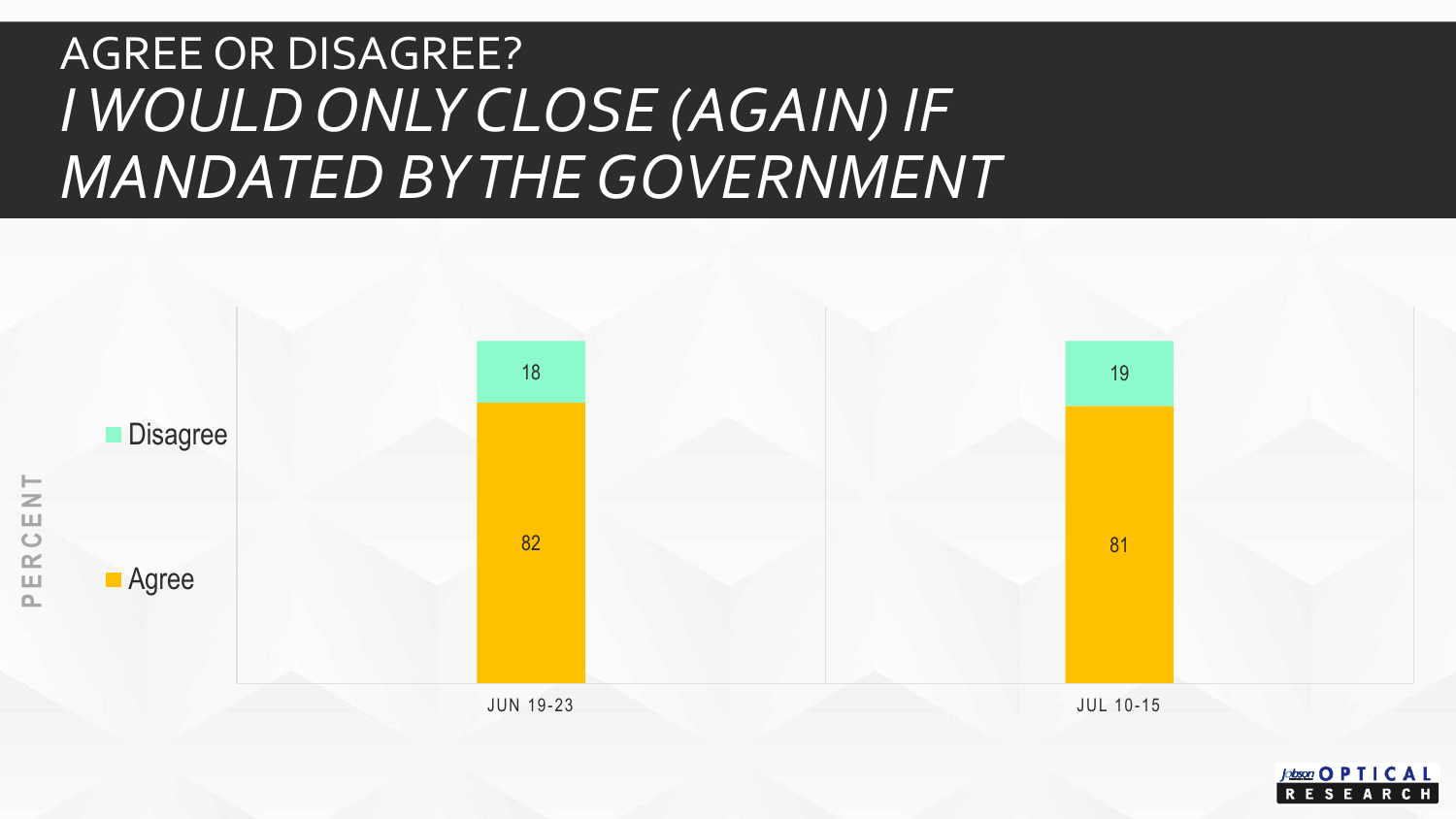# AGREE OR DISAGREE?

## *I WOULD ONLY CLOSE (AGAIN) IF MANDATED BY THE GOVERNMENT*

PERCENT

Disagree

Agree

18

82

19

81

JUN 19-23

JUL 10-15

Jobson OPTICAL RESEARCH